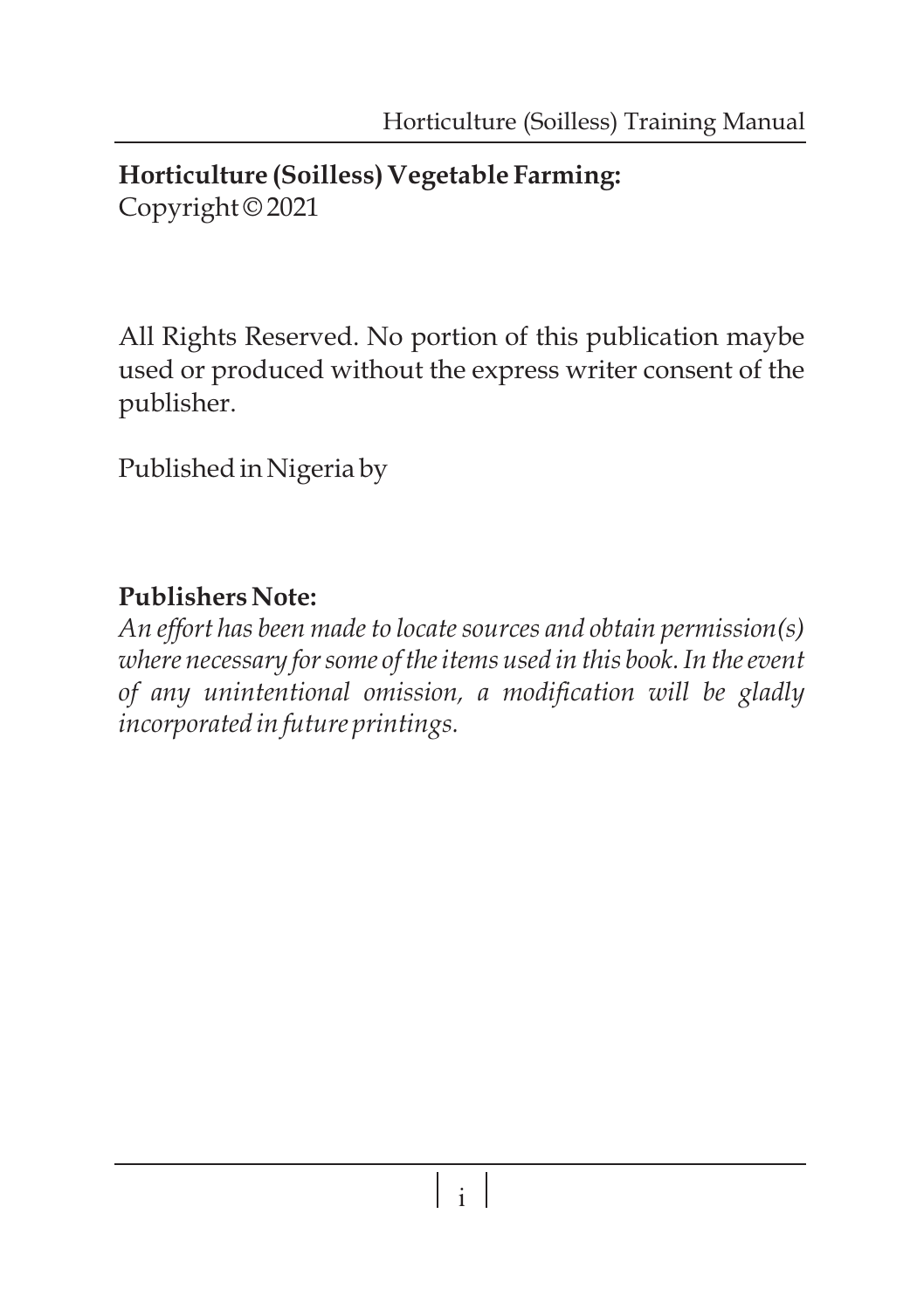**Horticulture (Soilless) Vegetable Farming:**
Copyright © 2021

All Rights Reserved. No portion of this publication maybe used or produced without the express writer consent of the publisher.

Published in Nigeria by

**Publishers Note:**

*An effort has been made to locate sources and obtain permission(s) where necessary for some of the items used in this book. In the event of any unintentional omission, a modification will be gladly incorporated in future printings.*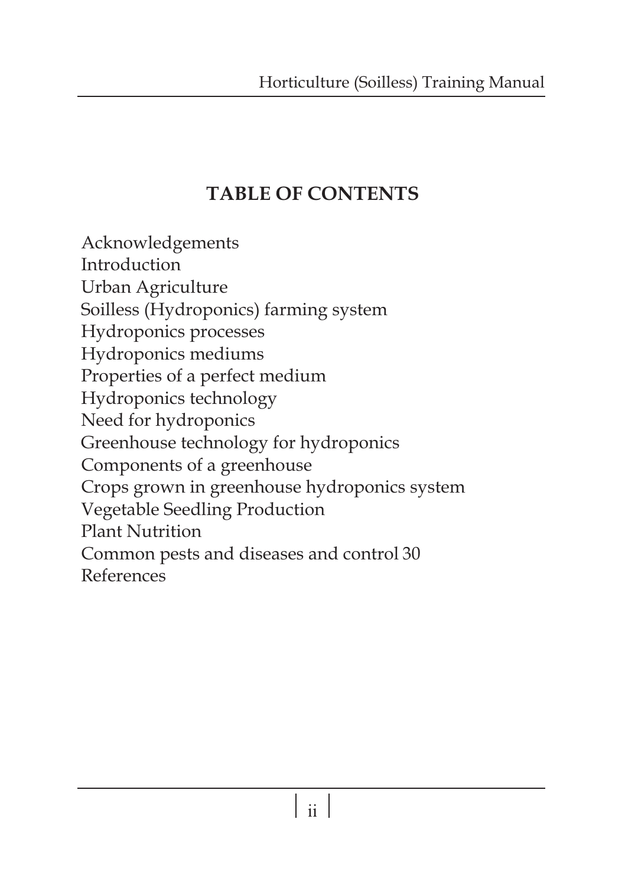# TABLE OF CONTENTS

Acknowledgements
Introduction
Urban Agriculture
Soilless (Hydroponics) farming system
Hydroponics processes
Hydroponics mediums
Properties of a perfect medium
Hydroponics technology
Need for hydroponics
Greenhouse technology for hydroponics
Components of a greenhouse
Crops grown in greenhouse hydroponics system
Vegetable Seedling Production
Plant Nutrition
Common pests and diseases and control 30
References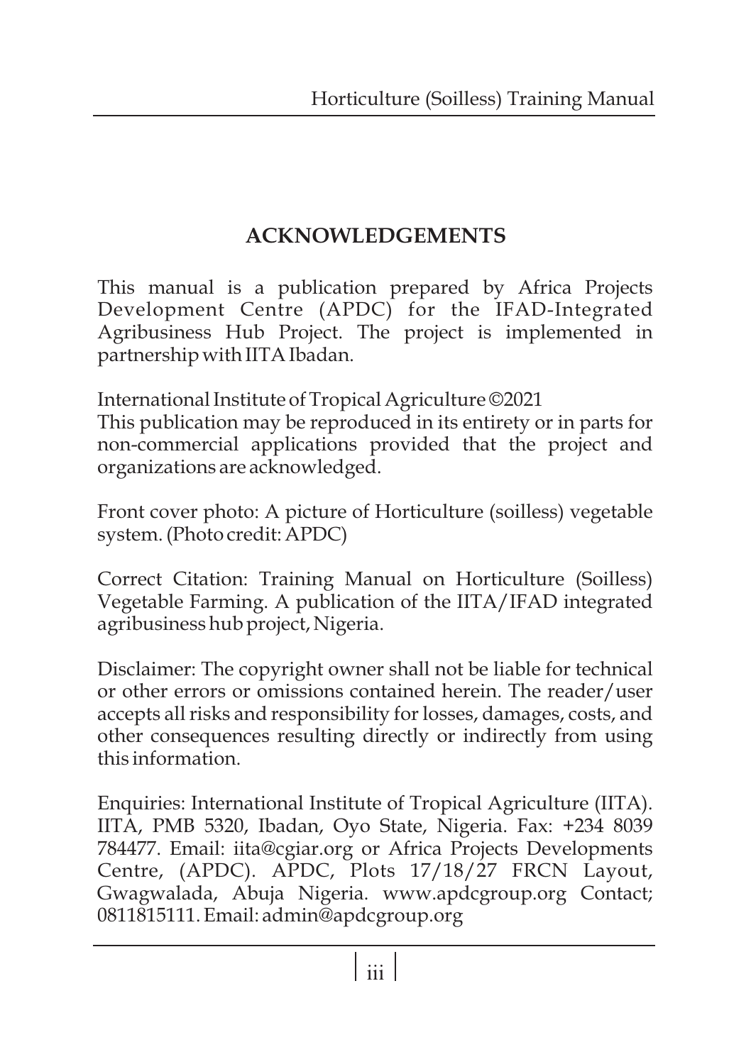# ACKNOWLEDGEMENTS

This manual is a publication prepared by Africa Projects Development Centre (APDC) for the IFAD-Integrated Agribusiness Hub Project. The project is implemented in partnership with IITA Ibadan.

International Institute of Tropical Agriculture ©2021
This publication may be reproduced in its entirety or in parts for non-commercial applications provided that the project and organizations are acknowledged.

Front cover photo: A picture of Horticulture (soilless) vegetable system. (Photo credit: APDC)

Correct Citation: Training Manual on Horticulture (Soilless) Vegetable Farming. A publication of the IITA/IFAD integrated agribusiness hub project, Nigeria.

Disclaimer: The copyright owner shall not be liable for technical or other errors or omissions contained herein. The reader/user accepts all risks and responsibility for losses, damages, costs, and other consequences resulting directly or indirectly from using this information.

Enquiries: International Institute of Tropical Agriculture (IITA). IITA, PMB 5320, Ibadan, Oyo State, Nigeria. Fax: +234 8039 784477. Email: iita@cgiar.org or Africa Projects Developments Centre, (APDC). APDC, Plots 17/18/27 FRCN Layout, Gwagwalada, Abuja Nigeria. www.apdcgroup.org Contact; 0811815111. Email: admin@apdcgroup.org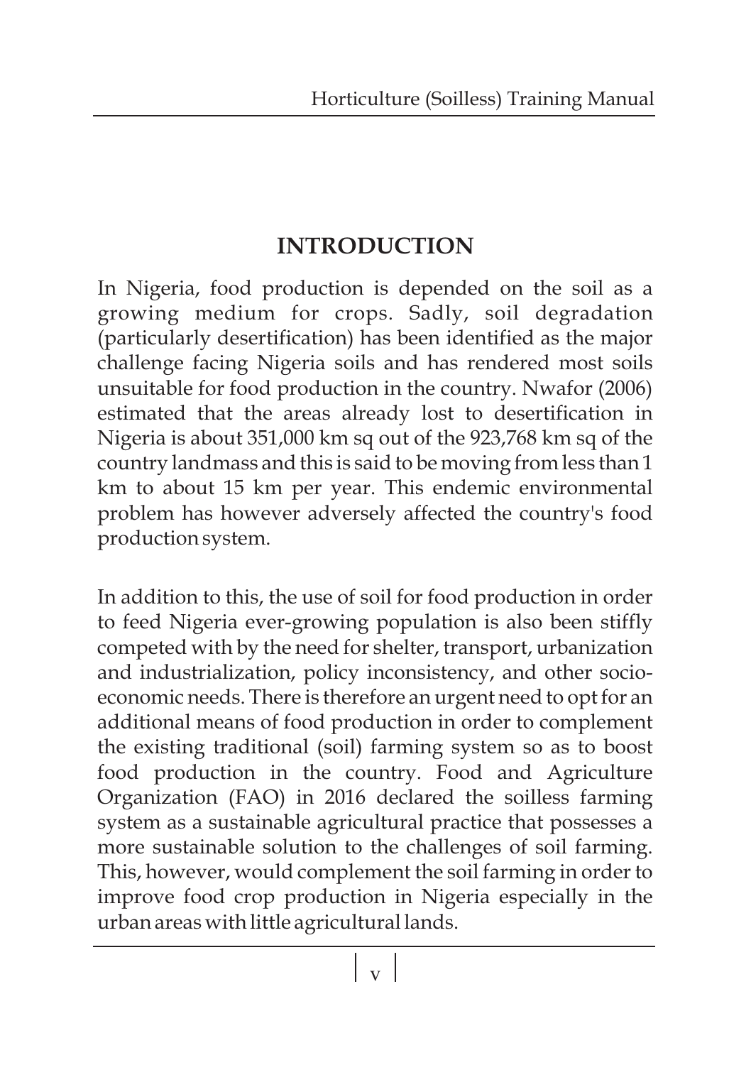## INTRODUCTION

In Nigeria, food production is depended on the soil as a growing medium for crops. Sadly, soil degradation (particularly desertification) has been identified as the major challenge facing Nigeria soils and has rendered most soils unsuitable for food production in the country. Nwafor (2006) estimated that the areas already lost to desertification in Nigeria is about 351,000 km sq out of the 923,768 km sq of the country landmass and this is said to be moving from less than 1 km to about 15 km per year. This endemic environmental problem has however adversely affected the country's food production system.

In addition to this, the use of soil for food production in order to feed Nigeria ever-growing population is also been stiffly competed with by the need for shelter, transport, urbanization and industrialization, policy inconsistency, and other socio-economic needs. There is therefore an urgent need to opt for an additional means of food production in order to complement the existing traditional (soil) farming system so as to boost food production in the country. Food and Agriculture Organization (FAO) in 2016 declared the soilless farming system as a sustainable agricultural practice that possesses a more sustainable solution to the challenges of soil farming. This, however, would complement the soil farming in order to improve food crop production in Nigeria especially in the urban areas with little agricultural lands.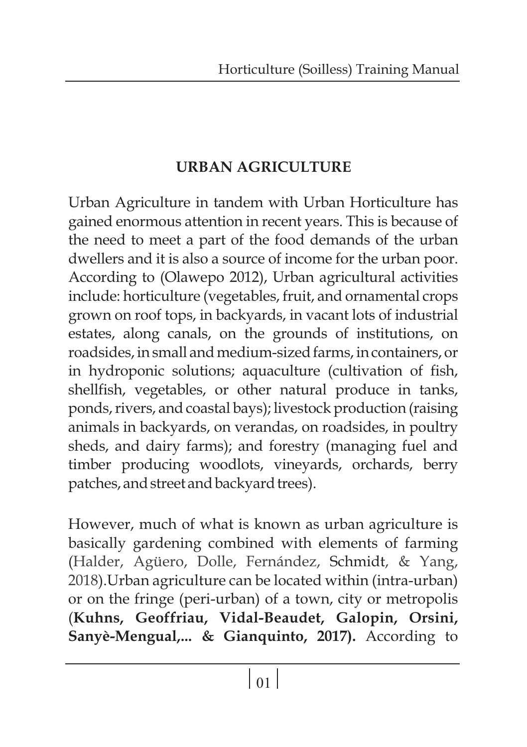## URBAN AGRICULTURE

Urban Agriculture in tandem with Urban Horticulture has gained enormous attention in recent years. This is because of the need to meet a part of the food demands of the urban dwellers and it is also a source of income for the urban poor. According to (Olawepo 2012), Urban agricultural activities include: horticulture (vegetables, fruit, and ornamental crops grown on roof tops, in backyards, in vacant lots of industrial estates, along canals, on the grounds of institutions, on roadsides, in small and medium-sized farms, in containers, or in hydroponic solutions; aquaculture (cultivation of fish, shellfish, vegetables, or other natural produce in tanks, ponds, rivers, and coastal bays); livestock production (raising animals in backyards, on verandas, on roadsides, in poultry sheds, and dairy farms); and forestry (managing fuel and timber producing woodlots, vineyards, orchards, berry patches, and street and backyard trees).

However, much of what is known as urban agriculture is basically gardening combined with elements of farming (Halder, Agüero, Dolle, Fernández, Schmidt, & Yang, 2018).Urban agriculture can be located within (intra-urban) or on the fringe (peri-urban) of a town, city or metropolis (**Kuhns, Geoffriau, Vidal-Beaudet, Galopin, Orsini, Sanyè-Mengual,... & Gianquinto, 2017).** According to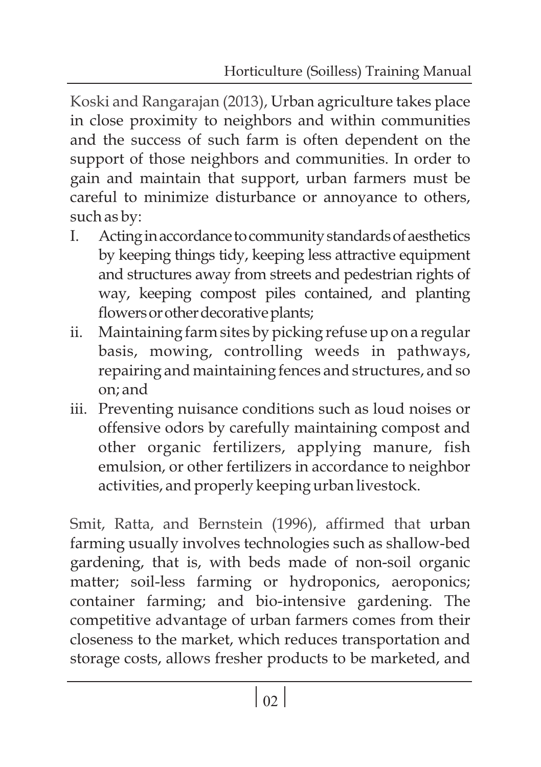Koski and Rangarajan (2013), Urban agriculture takes place in close proximity to neighbors and within communities and the success of such farm is often dependent on the support of those neighbors and communities. In order to gain and maintain that support, urban farmers must be careful to minimize disturbance or annoyance to others, such as by:

I. Acting in accordance to community standards of aesthetics by keeping things tidy, keeping less attractive equipment and structures away from streets and pedestrian rights of way, keeping compost piles contained, and planting flowers or other decorative plants;
ii. Maintaining farm sites by picking refuse up on a regular basis, mowing, controlling weeds in pathways, repairing and maintaining fences and structures, and so on; and
iii. Preventing nuisance conditions such as loud noises or offensive odors by carefully maintaining compost and other organic fertilizers, applying manure, fish emulsion, or other fertilizers in accordance to neighbor activities, and properly keeping urban livestock.

Smit, Ratta, and Bernstein (1996), affirmed that urban farming usually involves technologies such as shallow-bed gardening, that is, with beds made of non-soil organic matter; soil-less farming or hydroponics, aeroponics; container farming; and bio-intensive gardening. The competitive advantage of urban farmers comes from their closeness to the market, which reduces transportation and storage costs, allows fresher products to be marketed, and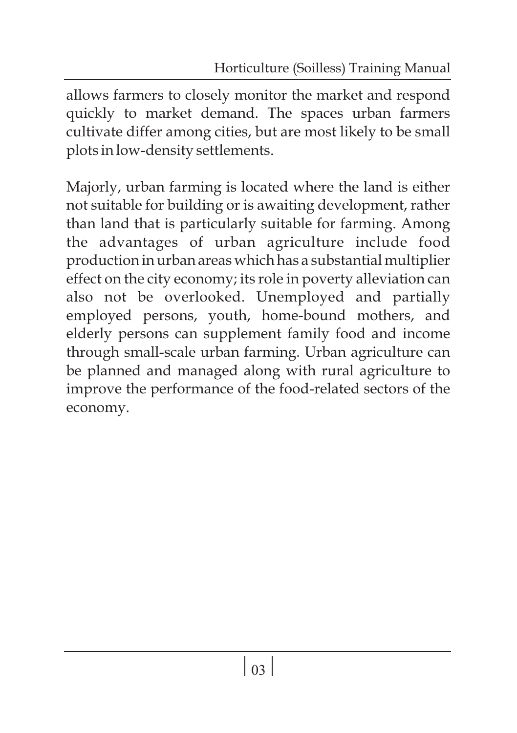allows farmers to closely monitor the market and respond quickly to market demand. The spaces urban farmers cultivate differ among cities, but are most likely to be small plots in low-density settlements.

Majorly, urban farming is located where the land is either not suitable for building or is awaiting development, rather than land that is particularly suitable for farming. Among the advantages of urban agriculture include food production in urban areas which has a substantial multiplier effect on the city economy; its role in poverty alleviation can also not be overlooked. Unemployed and partially employed persons, youth, home-bound mothers, and elderly persons can supplement family food and income through small-scale urban farming. Urban agriculture can be planned and managed along with rural agriculture to improve the performance of the food-related sectors of the economy.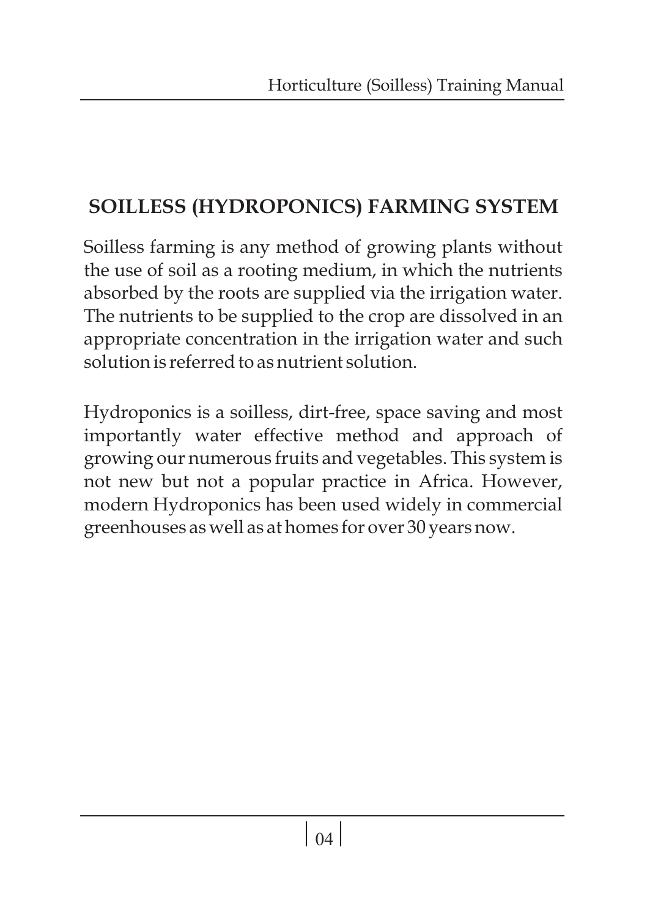## SOILLESS (HYDROPONICS) FARMING SYSTEM

Soilless farming is any method of growing plants without the use of soil as a rooting medium, in which the nutrients absorbed by the roots are supplied via the irrigation water. The nutrients to be supplied to the crop are dissolved in an appropriate concentration in the irrigation water and such solution is referred to as nutrient solution.

Hydroponics is a soilless, dirt-free, space saving and most importantly water effective method and approach of growing our numerous fruits and vegetables. This system is not new but not a popular practice in Africa. However, modern Hydroponics has been used widely in commercial greenhouses as well as at homes for over 30 years now.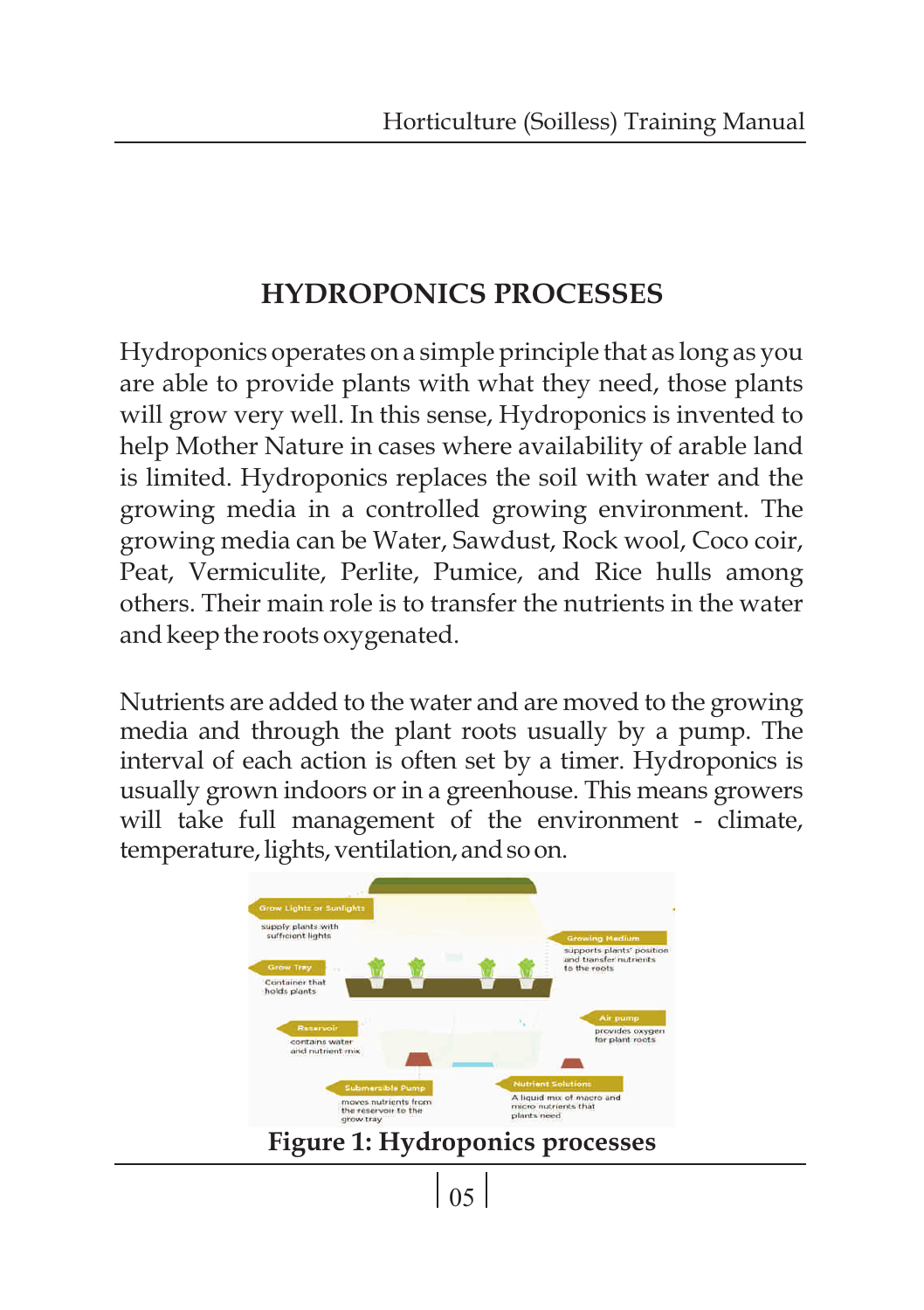# HYDROPONICS PROCESSES

Hydroponics operates on a simple principle that as long as you are able to provide plants with what they need, those plants will grow very well. In this sense, Hydroponics is invented to help Mother Nature in cases where availability of arable land is limited. Hydroponics replaces the soil with water and the growing media in a controlled growing environment. The growing media can be Water, Sawdust, Rock wool, Coco coir, Peat, Vermiculite, Perlite, Pumice, and Rice hulls among others. Their main role is to transfer the nutrients in the water and keep the roots oxygenated.

Nutrients are added to the water and are moved to the growing media and through the plant roots usually by a pump. The interval of each action is often set by a timer. Hydroponics is usually grown indoors or in a greenhouse. This means growers will take full management of the environment - climate, temperature, lights, ventilation, and so on.

**Figure 1: Hydroponics processes**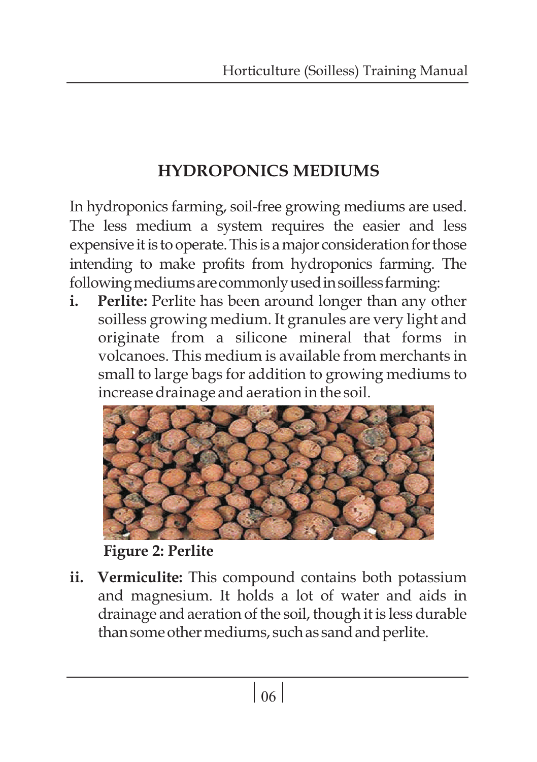# HYDROPONICS MEDIUMS

In hydroponics farming, soil-free growing mediums are used. The less medium a system requires the easier and less expensive it is to operate. This is a major consideration for those intending to make profits from hydroponics farming. The following mediums are commonly used in soilless farming:

i. **Perlite:** Perlite has been around longer than any other soilless growing medium. It granules are very light and originate from a silicone mineral that forms in volcanoes. This medium is available from merchants in small to large bags for addition to growing mediums to increase drainage and aeration in the soil.

**Figure 2: Perlite**

ii. **Vermiculite:** This compound contains both potassium and magnesium. It holds a lot of water and aids in drainage and aeration of the soil, though it is less durable than some other mediums, such as sand and perlite.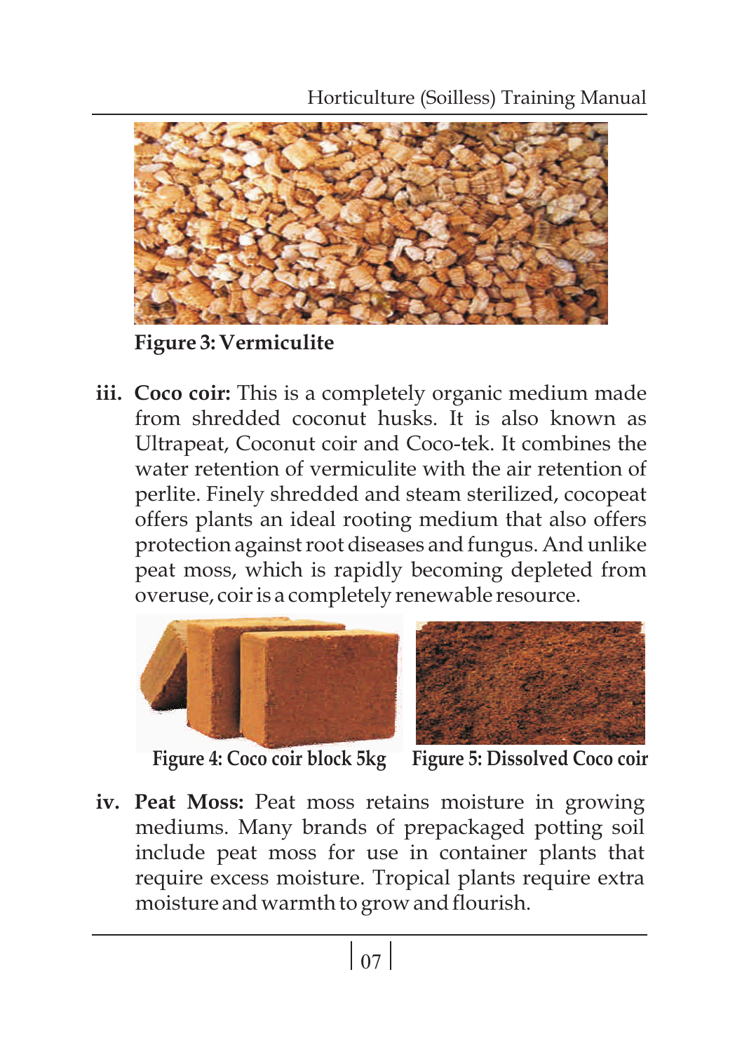Figure 3: Vermiculite

iii. **Coco coir:** This is a completely organic medium made from shredded coconut husks. It is also known as Ultrapeat, Coconut coir and Coco-tek. It combines the water retention of vermiculite with the air retention of perlite. Finely shredded and steam sterilized, cocopeat offers plants an ideal rooting medium that also offers protection against root diseases and fungus. And unlike peat moss, which is rapidly becoming depleted from overuse, coir is a completely renewable resource.

Figure 4: Coco coir block 5kg

Figure 5: Dissolved Coco coir

iv. **Peat Moss:** Peat moss retains moisture in growing mediums. Many brands of prepackaged potting soil include peat moss for use in container plants that require excess moisture. Tropical plants require extra moisture and warmth to grow and flourish.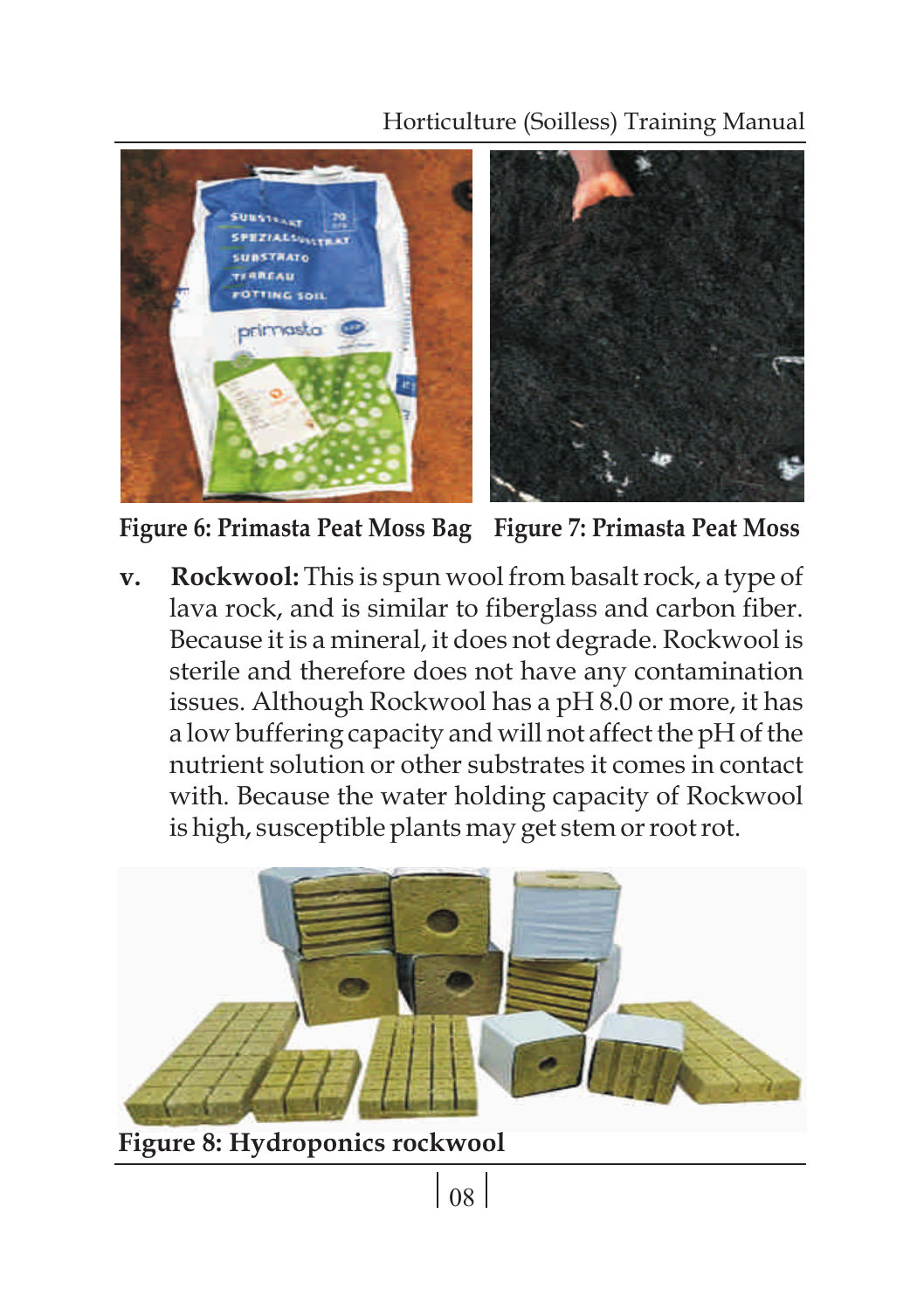Figure 6: Primasta Peat Moss Bag

Figure 7: Primasta Peat Moss

v. **Rockwool:** This is spun wool from basalt rock, a type of lava rock, and is similar to fiberglass and carbon fiber. Because it is a mineral, it does not degrade. Rockwool is sterile and therefore does not have any contamination issues. Although Rockwool has a pH 8.0 or more, it has a low buffering capacity and will not affect the pH of the nutrient solution or other substrates it comes in contact with. Because the water holding capacity of Rockwool is high, susceptible plants may get stem or root rot.

**Figure 8: Hydroponics rockwool**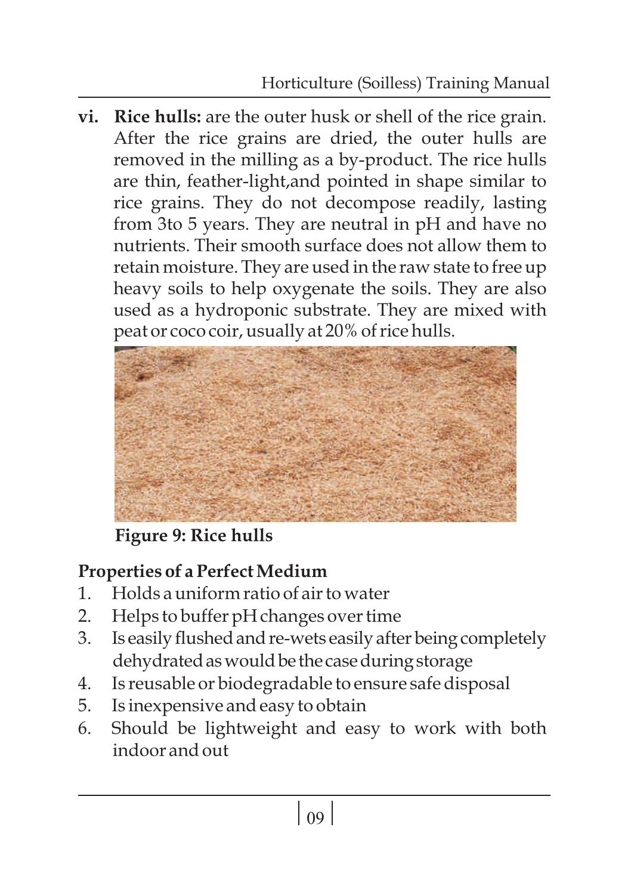vi. **Rice hulls:** are the outer husk or shell of the rice grain. After the rice grains are dried, the outer hulls are removed in the milling as a by-product. The rice hulls are thin, feather-light,and pointed in shape similar to rice grains. They do not decompose readily, lasting from 3to 5 years. They are neutral in pH and have no nutrients. Their smooth surface does not allow them to retain moisture. They are used in the raw state to free up heavy soils to help oxygenate the soils. They are also used as a hydroponic substrate. They are mixed with peat or coco coir, usually at 20% of rice hulls.

**Figure 9: Rice hulls**

**Properties of a Perfect Medium**

1. Holds a uniform ratio of air to water
2. Helps to buffer pH changes over time
3. Is easily flushed and re-wets easily after being completely dehydrated as would be the case during storage
4. Is reusable or biodegradable to ensure safe disposal
5. Is inexpensive and easy to obtain
6. Should be lightweight and easy to work with both indoor and out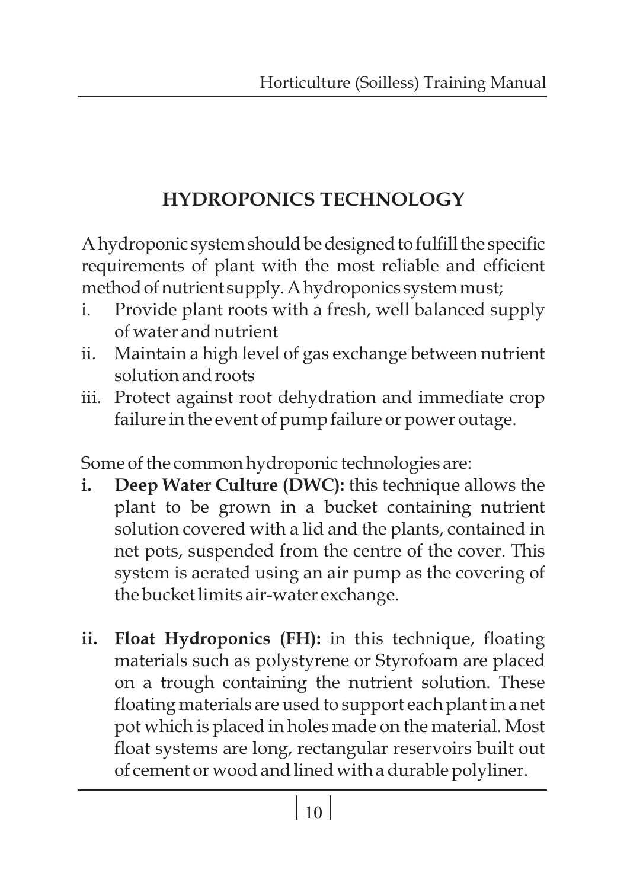## HYDROPONICS TECHNOLOGY

A hydroponic system should be designed to fulfill the specific requirements of plant with the most reliable and efficient method of nutrient supply. A hydroponics system must;

i. Provide plant roots with a fresh, well balanced supply of water and nutrient
ii. Maintain a high level of gas exchange between nutrient solution and roots
iii. Protect against root dehydration and immediate crop failure in the event of pump failure or power outage.

Some of the common hydroponic technologies are:

**i. Deep Water Culture (DWC):** this technique allows the plant to be grown in a bucket containing nutrient solution covered with a lid and the plants, contained in net pots, suspended from the centre of the cover. This system is aerated using an air pump as the covering of the bucket limits air-water exchange.

**ii. Float Hydroponics (FH):** in this technique, floating materials such as polystyrene or Styrofoam are placed on a trough containing the nutrient solution. These floating materials are used to support each plant in a net pot which is placed in holes made on the material. Most float systems are long, rectangular reservoirs built out of cement or wood and lined with a durable polyliner.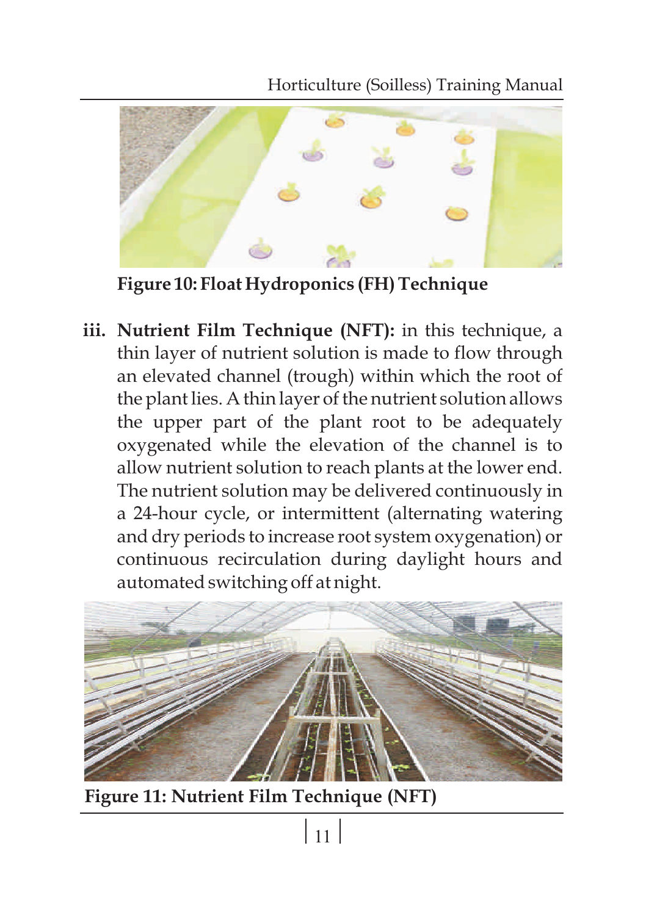**Figure 10: Float Hydroponics (FH) Technique**

iii. **Nutrient Film Technique (NFT):** in this technique, a thin layer of nutrient solution is made to flow through an elevated channel (trough) within which the root of the plant lies. A thin layer of the nutrient solution allows the upper part of the plant root to be adequately oxygenated while the elevation of the channel is to allow nutrient solution to reach plants at the lower end. The nutrient solution may be delivered continuously in a 24-hour cycle, or intermittent (alternating watering and dry periods to increase root system oxygenation) or continuous recirculation during daylight hours and automated switching off at night.

**Figure 11: Nutrient Film Technique (NFT)**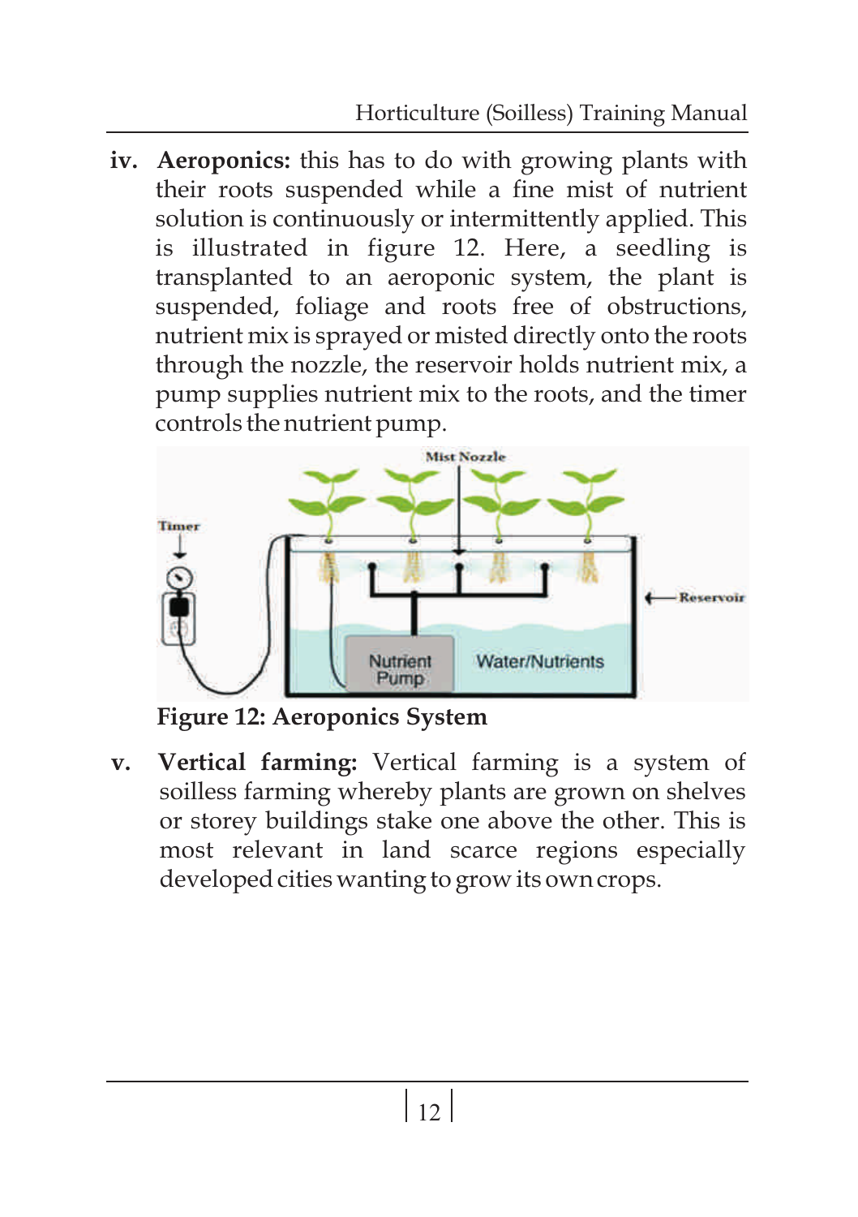iv. **Aeroponics:** this has to do with growing plants with their roots suspended while a fine mist of nutrient solution is continuously or intermittently applied. This is illustrated in figure 12. Here, a seedling is transplanted to an aeroponic system, the plant is suspended, foliage and roots free of obstructions, nutrient mix is sprayed or misted directly onto the roots through the nozzle, the reservoir holds nutrient mix, a pump supplies nutrient mix to the roots, and the timer controls the nutrient pump.

**Figure 12: Aeroponics System**

v. **Vertical farming:** Vertical farming is a system of soilless farming whereby plants are grown on shelves or storey buildings stake one above the other. This is most relevant in land scarce regions especially developed cities wanting to grow its own crops.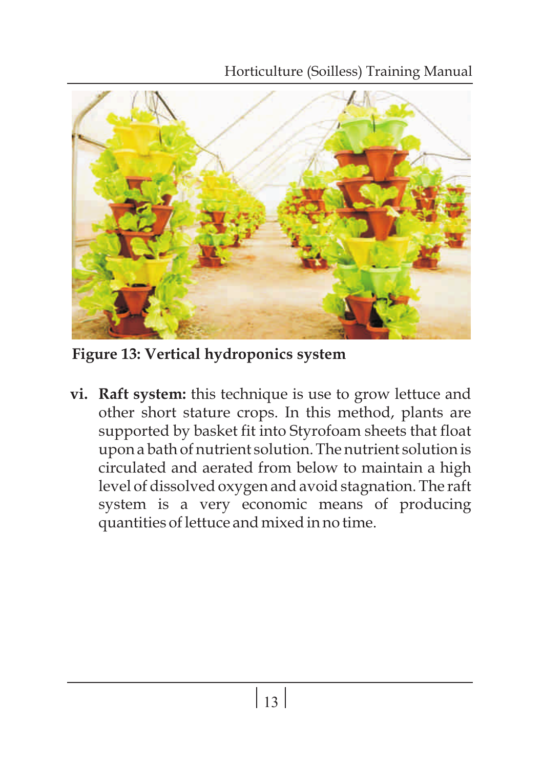**Figure 13: Vertical hydroponics system**

vi. **Raft system:** this technique is use to grow lettuce and other short stature crops. In this method, plants are supported by basket fit into Styrofoam sheets that float upon a bath of nutrient solution. The nutrient solution is circulated and aerated from below to maintain a high level of dissolved oxygen and avoid stagnation. The raft system is a very economic means of producing quantities of lettuce and mixed in no time.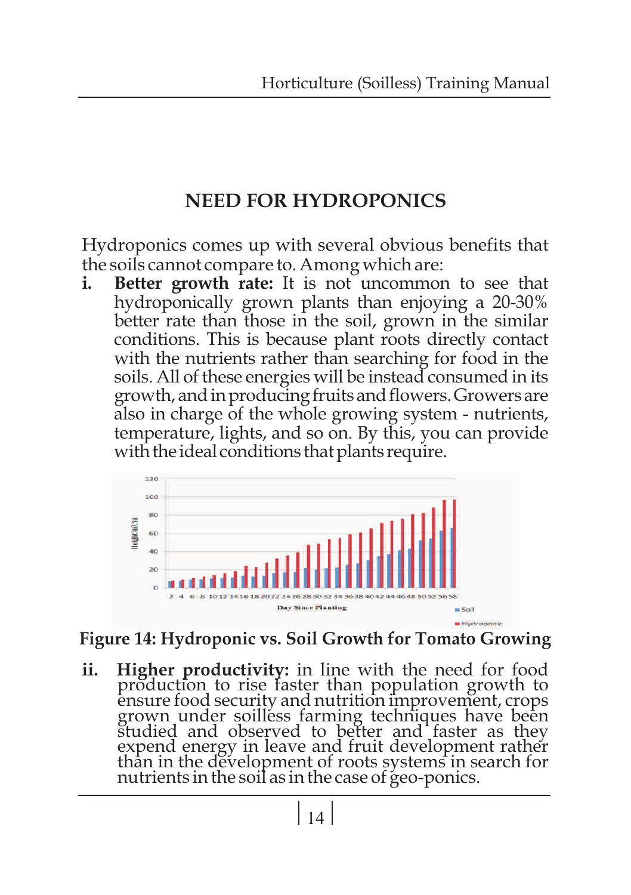# NEED FOR HYDROPONICS

Hydroponics comes up with several obvious benefits that the soils cannot compare to. Among which are:

i. **Better growth rate:** It is not uncommon to see that hydroponically grown plants than enjoying a 20-30% better rate than those in the soil, grown in the similar conditions. This is because plant roots directly contact with the nutrients rather than searching for food in the soils. All of these energies will be instead consumed in its growth, and in producing fruits and flowers. Growers are also in charge of the whole growing system - nutrients, temperature, lights, and so on. By this, you can provide with the ideal conditions that plants require.

**Figure 14: Hydroponic vs. Soil Growth for Tomato Growing**

ii. **Higher productivity:** in line with the need for food production to rise faster than population growth to ensure food security and nutrition improvement, crops grown under soilless farming techniques have been studied and observed to better and faster as they expend energy in leave and fruit development rather than in the development of roots systems in search for nutrients in the soil as in the case of geo-ponics.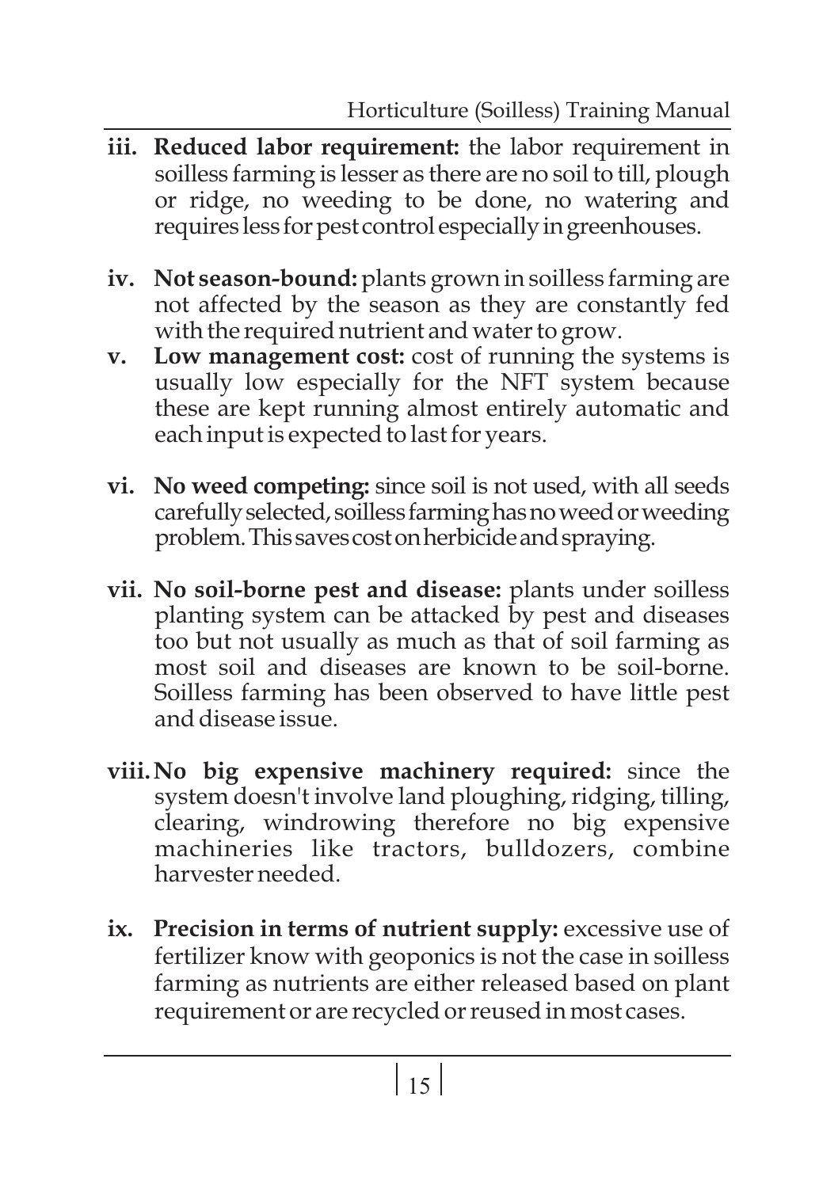iii. **Reduced labor requirement:** the labor requirement in soilless farming is lesser as there are no soil to till, plough or ridge, no weeding to be done, no watering and requires less for pest control especially in greenhouses.

iv. **Not season-bound:** plants grown in soilless farming are not affected by the season as they are constantly fed with the required nutrient and water to grow.

v. **Low management cost:** cost of running the systems is usually low especially for the NFT system because these are kept running almost entirely automatic and each input is expected to last for years.

vi. **No weed competing:** since soil is not used, with all seeds carefully selected, soilless farming has no weed or weeding problem. This saves cost on herbicide and spraying.

vii. **No soil-borne pest and disease:** plants under soilless planting system can be attacked by pest and diseases too but not usually as much as that of soil farming as most soil and diseases are known to be soil-borne. Soilless farming has been observed to have little pest and disease issue.

viii. **No big expensive machinery required:** since the system doesn't involve land ploughing, ridging, tilling, clearing, windrowing therefore no big expensive machineries like tractors, bulldozers, combine harvester needed.

ix. **Precision in terms of nutrient supply:** excessive use of fertilizer know with geoponics is not the case in soilless farming as nutrients are either released based on plant requirement or are recycled or reused in most cases.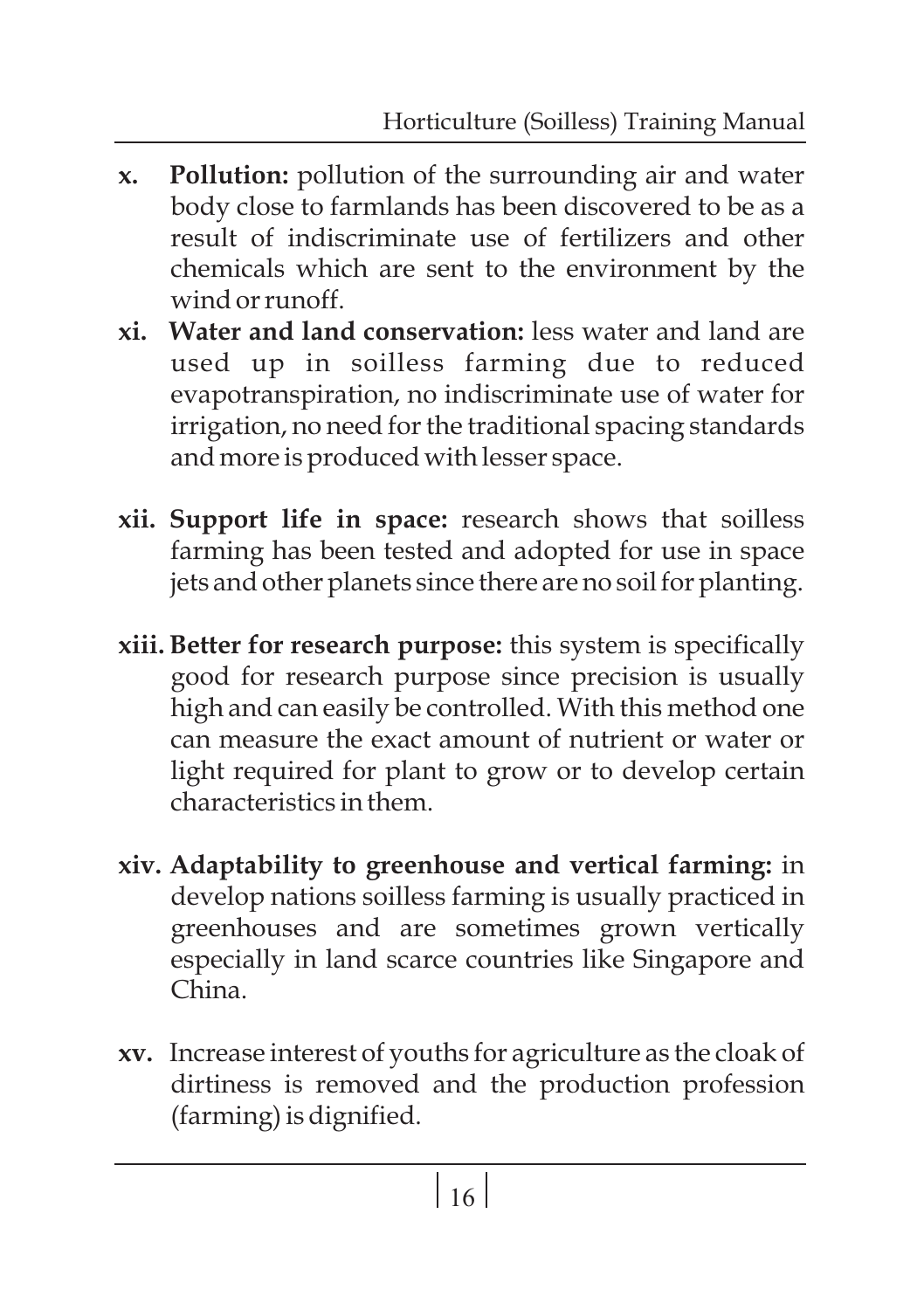x. **Pollution:** pollution of the surrounding air and water body close to farmlands has been discovered to be as a result of indiscriminate use of fertilizers and other chemicals which are sent to the environment by the wind or runoff.

xi. **Water and land conservation:** less water and land are used up in soilless farming due to reduced evapotranspiration, no indiscriminate use of water for irrigation, no need for the traditional spacing standards and more is produced with lesser space.

xii. **Support life in space:** research shows that soilless farming has been tested and adopted for use in space jets and other planets since there are no soil for planting.

xiii. **Better for research purpose:** this system is specifically good for research purpose since precision is usually high and can easily be controlled. With this method one can measure the exact amount of nutrient or water or light required for plant to grow or to develop certain characteristics in them.

xiv. **Adaptability to greenhouse and vertical farming:** in develop nations soilless farming is usually practiced in greenhouses and are sometimes grown vertically especially in land scarce countries like Singapore and China.

xv. Increase interest of youths for agriculture as the cloak of dirtiness is removed and the production profession (farming) is dignified.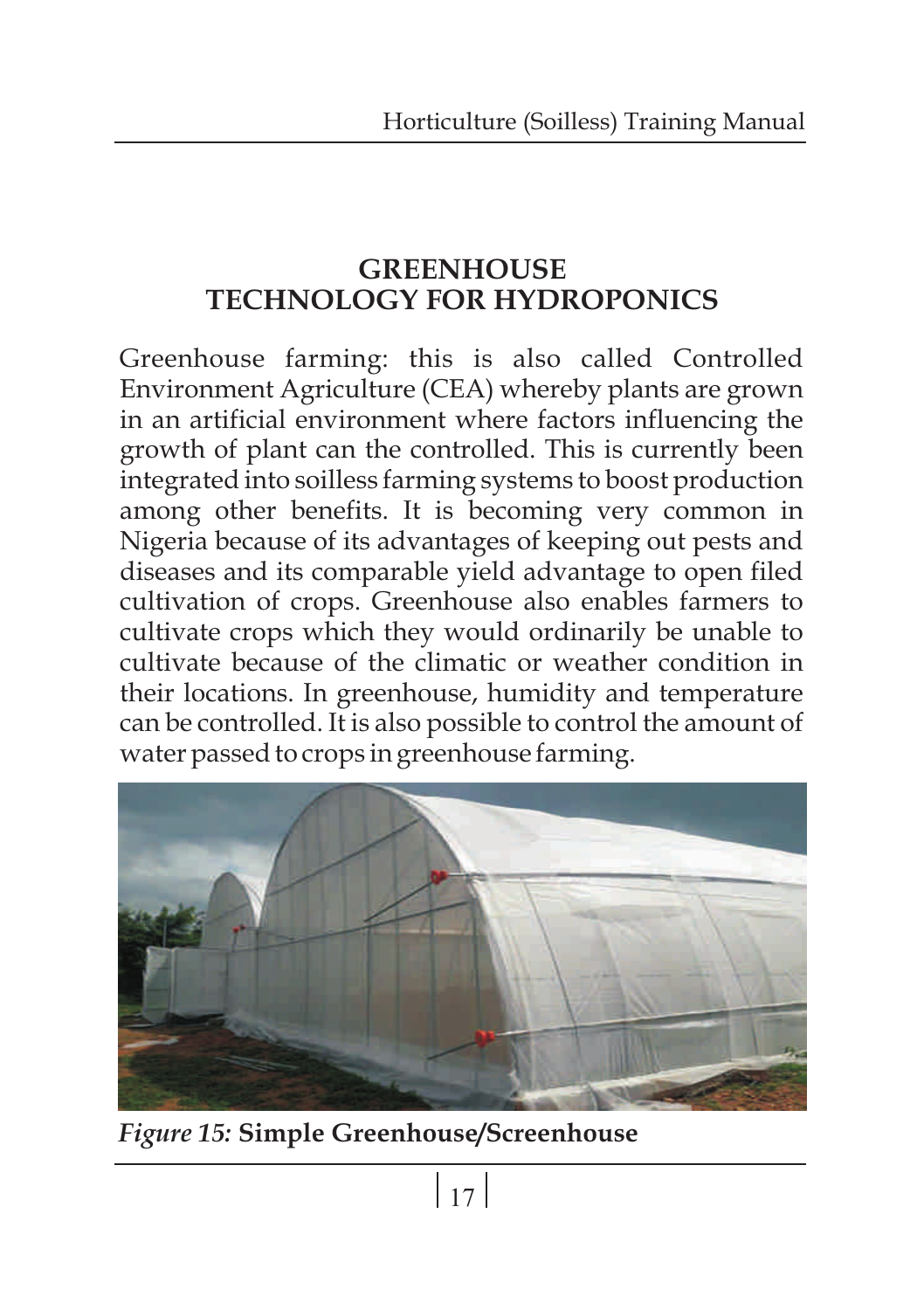# GREENHOUSE TECHNOLOGY FOR HYDROPONICS

Greenhouse farming: this is also called Controlled Environment Agriculture (CEA) whereby plants are grown in an artificial environment where factors influencing the growth of plant can the controlled. This is currently been integrated into soilless farming systems to boost production among other benefits. It is becoming very common in Nigeria because of its advantages of keeping out pests and diseases and its comparable yield advantage to open filed cultivation of crops. Greenhouse also enables farmers to cultivate crops which they would ordinarily be unable to cultivate because of the climatic or weather condition in their locations. In greenhouse, humidity and temperature can be controlled. It is also possible to control the amount of water passed to crops in greenhouse farming.

*Figure 15:* **Simple Greenhouse/Screenhouse**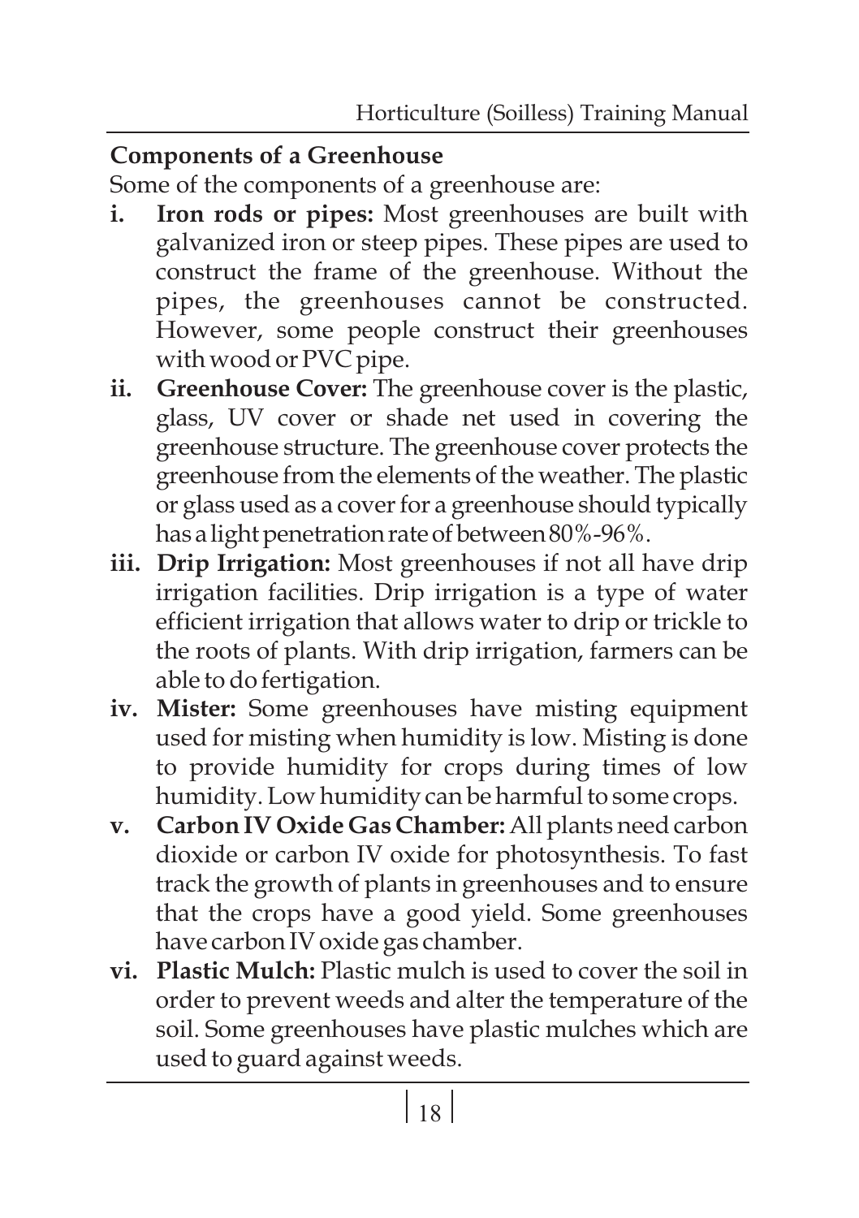**Components of a Greenhouse**

Some of the components of a greenhouse are:

i. **Iron rods or pipes:** Most greenhouses are built with galvanized iron or steep pipes. These pipes are used to construct the frame of the greenhouse. Without the pipes, the greenhouses cannot be constructed. However, some people construct their greenhouses with wood or PVC pipe.

ii. **Greenhouse Cover:** The greenhouse cover is the plastic, glass, UV cover or shade net used in covering the greenhouse structure. The greenhouse cover protects the greenhouse from the elements of the weather. The plastic or glass used as a cover for a greenhouse should typically has a light penetration rate of between 80%-96%.

iii. **Drip Irrigation:** Most greenhouses if not all have drip irrigation facilities. Drip irrigation is a type of water efficient irrigation that allows water to drip or trickle to the roots of plants. With drip irrigation, farmers can be able to do fertigation.

iv. **Mister:** Some greenhouses have misting equipment used for misting when humidity is low. Misting is done to provide humidity for crops during times of low humidity. Low humidity can be harmful to some crops.

v. **Carbon IV Oxide Gas Chamber:** All plants need carbon dioxide or carbon IV oxide for photosynthesis. To fast track the growth of plants in greenhouses and to ensure that the crops have a good yield. Some greenhouses have carbon IV oxide gas chamber.

vi. **Plastic Mulch:** Plastic mulch is used to cover the soil in order to prevent weeds and alter the temperature of the soil. Some greenhouses have plastic mulches which are used to guard against weeds.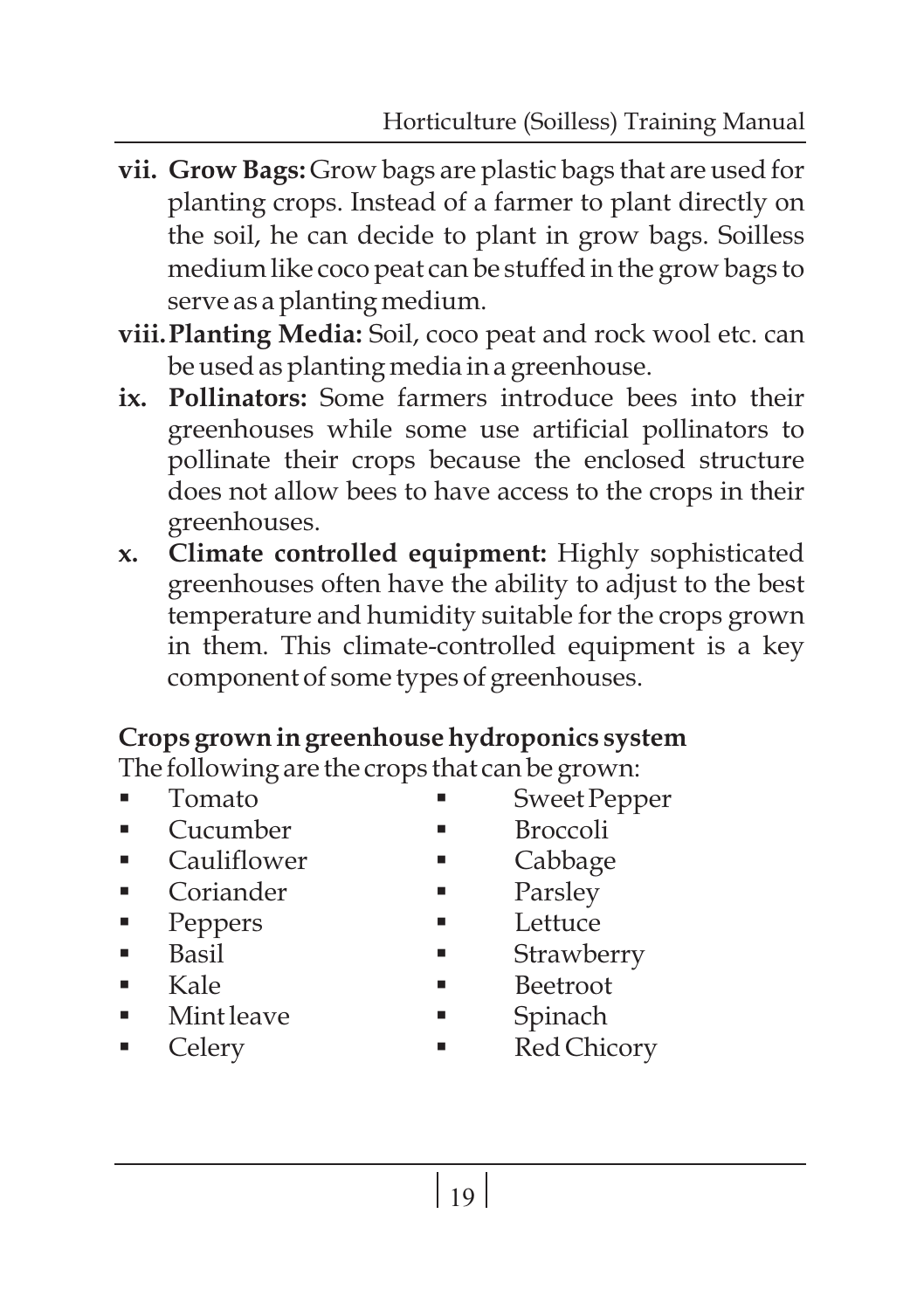vii. **Grow Bags:** Grow bags are plastic bags that are used for planting crops. Instead of a farmer to plant directly on the soil, he can decide to plant in grow bags. Soilless medium like coco peat can be stuffed in the grow bags to serve as a planting medium.

viii. **Planting Media:** Soil, coco peat and rock wool etc. can be used as planting media in a greenhouse.

ix. **Pollinators:** Some farmers introduce bees into their greenhouses while some use artificial pollinators to pollinate their crops because the enclosed structure does not allow bees to have access to the crops in their greenhouses.

x. **Climate controlled equipment:** Highly sophisticated greenhouses often have the ability to adjust to the best temperature and humidity suitable for the crops grown in them. This climate-controlled equipment is a key component of some types of greenhouses.

**Crops grown in greenhouse hydroponics system**

The following are the crops that can be grown:

- Tomato
- Cucumber
- Cauliflower
- Coriander
- Peppers
- Basil
- Kale
- Mint leave
- Celery
- Sweet Pepper
- Broccoli
- Cabbage
- Parsley
- Lettuce
- Strawberry
- Beetroot
- Spinach
- Red Chicory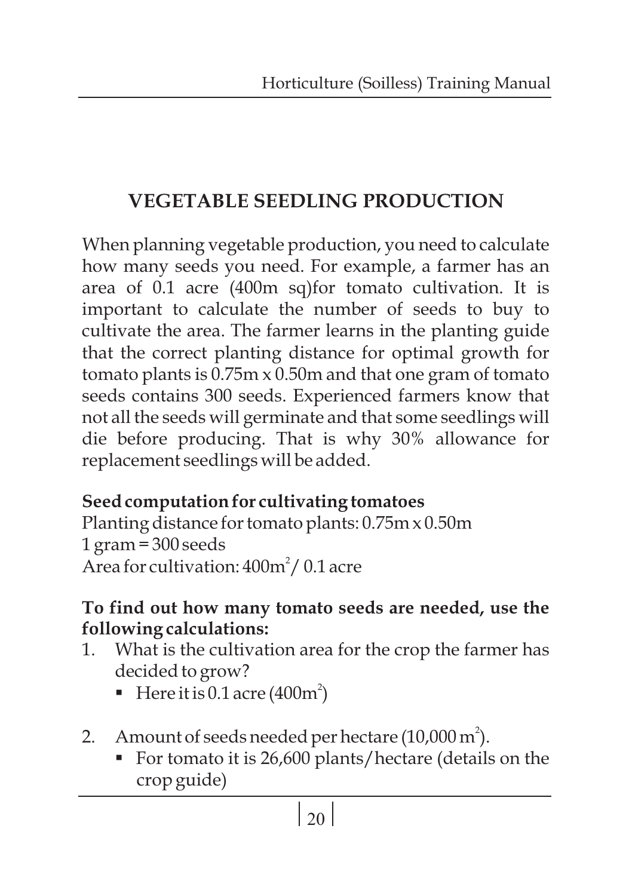# VEGETABLE SEEDLING PRODUCTION

When planning vegetable production, you need to calculate how many seeds you need. For example, a farmer has an area of 0.1 acre (400m sq)for tomato cultivation. It is important to calculate the number of seeds to buy to cultivate the area. The farmer learns in the planting guide that the correct planting distance for optimal growth for tomato plants is 0.75m x 0.50m and that one gram of tomato seeds contains 300 seeds. Experienced farmers know that not all the seeds will germinate and that some seedlings will die before producing. That is why 30% allowance for replacement seedlings will be added.

**Seed computation for cultivating tomatoes**

Planting distance for tomato plants: 0.75m x 0.50m
1 gram = 300 seeds
Area for cultivation: $400m^2$ / 0.1 acre

**To find out how many tomato seeds are needed, use the following calculations:**

1. What is the cultivation area for the crop the farmer has decided to grow?
   - Here it is 0.1 acre ($400m^2$)

2. Amount of seeds needed per hectare ($10{,}000\ m^2$).
   - For tomato it is 26,600 plants/hectare (details on the crop guide)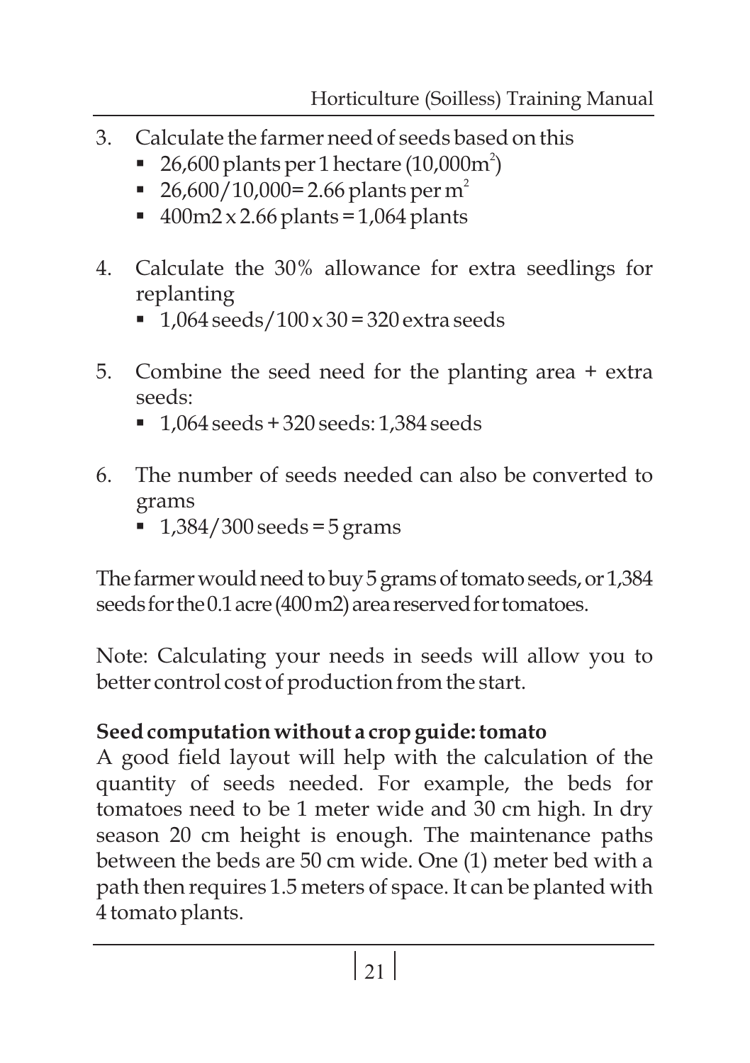3. Calculate the farmer need of seeds based on this
   - 26,600 plants per 1 hectare ($10{,}000m^2$)
   - $26{,}600/10{,}000 = 2.66$ plants per $m^2$
   - 400m2 x 2.66 plants = 1,064 plants

4. Calculate the 30% allowance for extra seedlings for replanting
   - 1,064 seeds/100 x 30 = 320 extra seeds

5. Combine the seed need for the planting area + extra seeds:
   - 1,064 seeds + 320 seeds: 1,384 seeds

6. The number of seeds needed can also be converted to grams
   - 1,384/300 seeds = 5 grams

The farmer would need to buy 5 grams of tomato seeds, or 1,384 seeds for the 0.1 acre (400 m2) area reserved for tomatoes.

Note: Calculating your needs in seeds will allow you to better control cost of production from the start.

**Seed computation without a crop guide: tomato**

A good field layout will help with the calculation of the quantity of seeds needed. For example, the beds for tomatoes need to be 1 meter wide and 30 cm high. In dry season 20 cm height is enough. The maintenance paths between the beds are 50 cm wide. One (1) meter bed with a path then requires 1.5 meters of space. It can be planted with 4 tomato plants.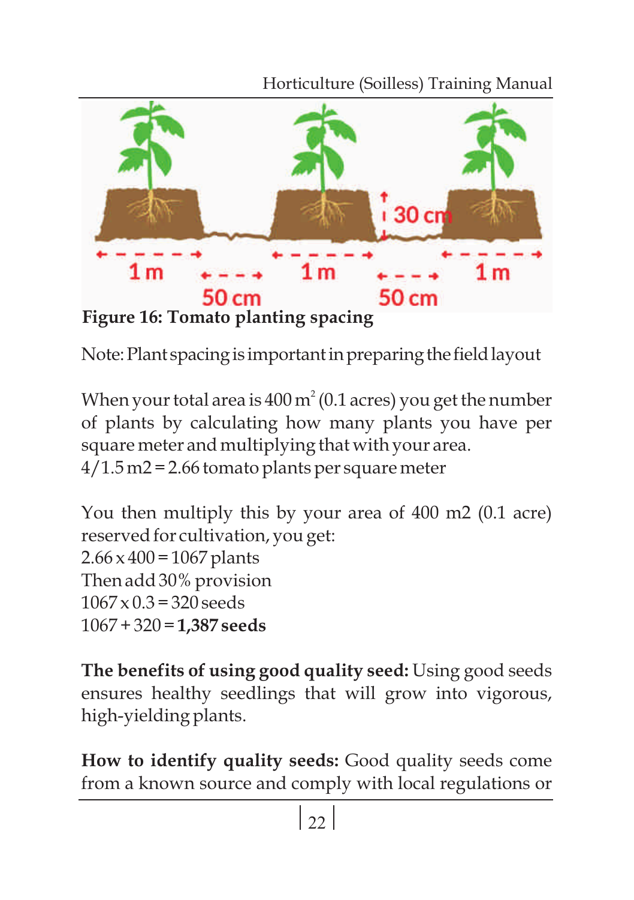**Figure 16: Tomato planting spacing**

Note: Plant spacing is important in preparing the field layout

When your total area is 400 $m^2$ (0.1 acres) you get the number of plants by calculating how many plants you have per square meter and multiplying that with your area.
4/1.5 m2 = 2.66 tomato plants per square meter

You then multiply this by your area of 400 m2 (0.1 acre) reserved for cultivation, you get:
2.66 x 400 = 1067 plants
Then add 30% provision
1067 x 0.3 = 320 seeds
1067 + 320 = **1,387 seeds**

**The benefits of using good quality seed:** Using good seeds ensures healthy seedlings that will grow into vigorous, high-yielding plants.

**How to identify quality seeds:** Good quality seeds come from a known source and comply with local regulations or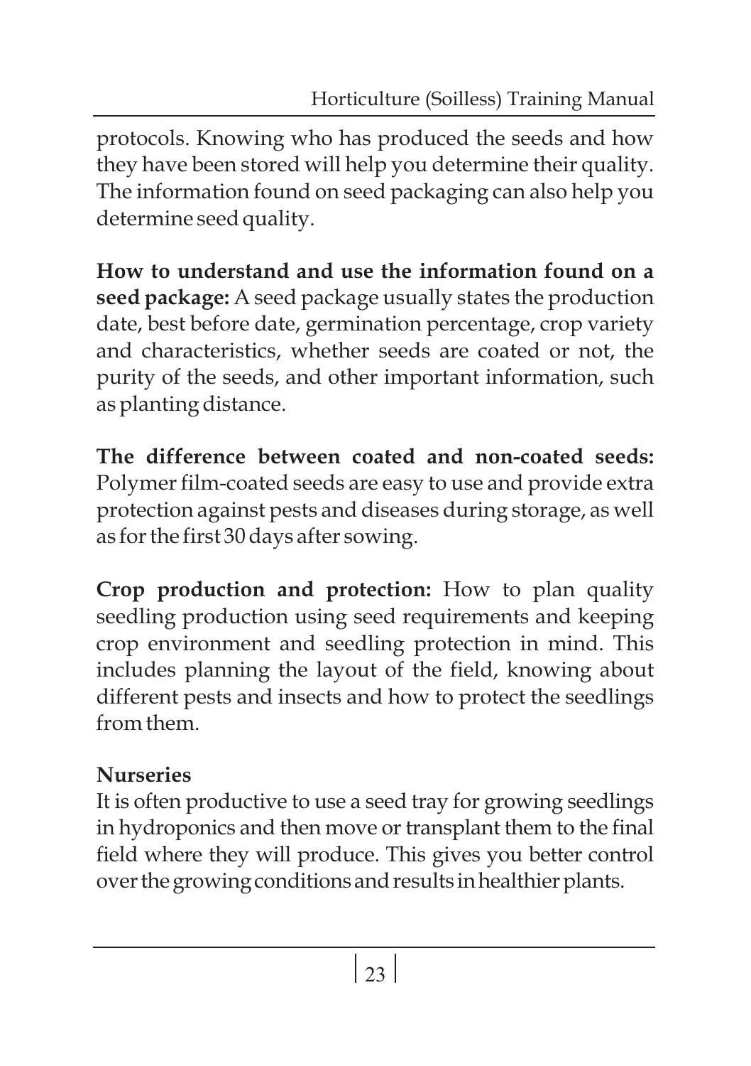protocols. Knowing who has produced the seeds and how they have been stored will help you determine their quality. The information found on seed packaging can also help you determine seed quality.

**How to understand and use the information found on a seed package:** A seed package usually states the production date, best before date, germination percentage, crop variety and characteristics, whether seeds are coated or not, the purity of the seeds, and other important information, such as planting distance.

**The difference between coated and non-coated seeds:** Polymer film-coated seeds are easy to use and provide extra protection against pests and diseases during storage, as well as for the first 30 days after sowing.

**Crop production and protection:** How to plan quality seedling production using seed requirements and keeping crop environment and seedling protection in mind. This includes planning the layout of the field, knowing about different pests and insects and how to protect the seedlings from them.

**Nurseries**

It is often productive to use a seed tray for growing seedlings in hydroponics and then move or transplant them to the final field where they will produce. This gives you better control over the growing conditions and results in healthier plants.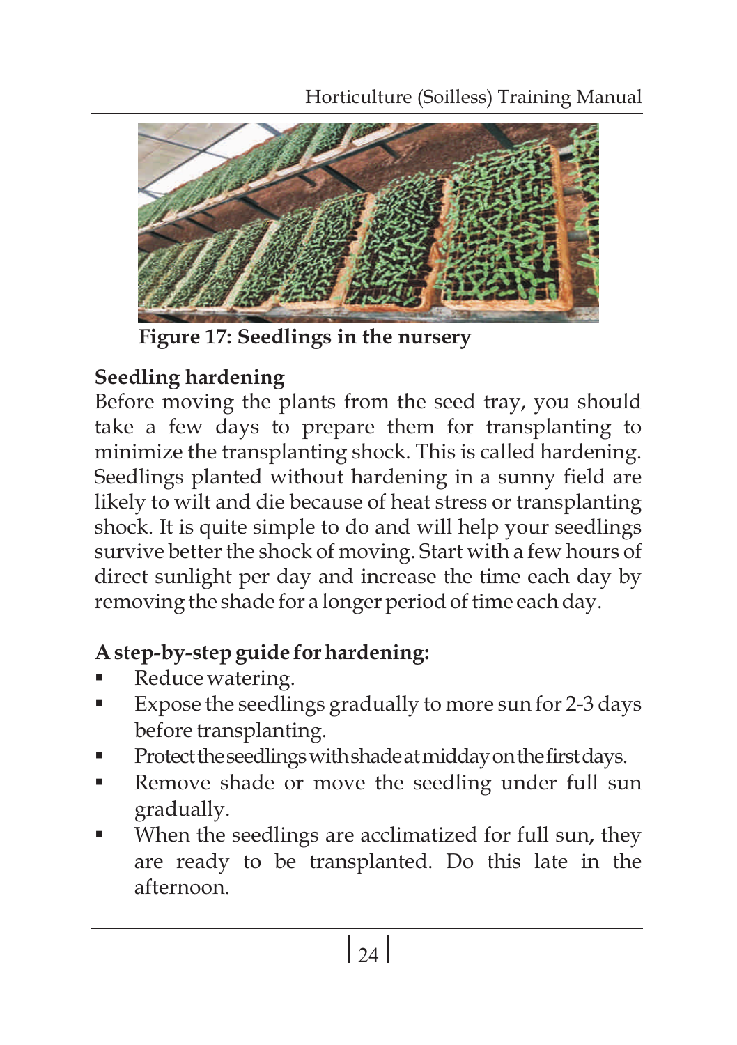**Figure 17: Seedlings in the nursery**

## Seedling hardening

Before moving the plants from the seed tray, you should take a few days to prepare them for transplanting to minimize the transplanting shock. This is called hardening. Seedlings planted without hardening in a sunny field are likely to wilt and die because of heat stress or transplanting shock. It is quite simple to do and will help your seedlings survive better the shock of moving. Start with a few hours of direct sunlight per day and increase the time each day by removing the shade for a longer period of time each day.

### A step-by-step guide for hardening:

- Reduce watering.
- Expose the seedlings gradually to more sun for 2-3 days before transplanting.
- Protect the seedlings with shade at midday on the first days.
- Remove shade or move the seedling under full sun gradually.
- When the seedlings are acclimatized for full sun, they are ready to be transplanted. Do this late in the afternoon.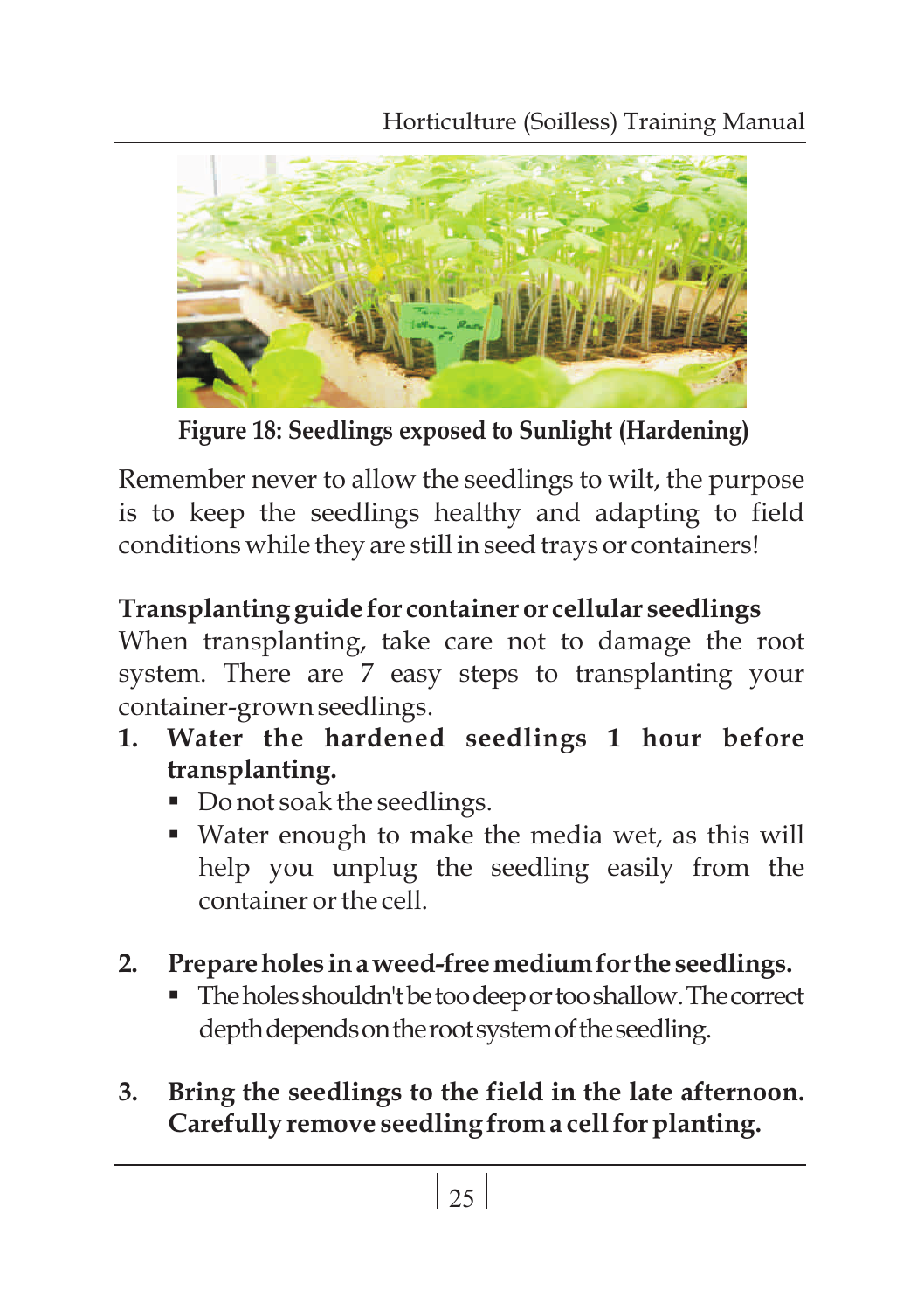**Figure 18: Seedlings exposed to Sunlight (Hardening)**

Remember never to allow the seedlings to wilt, the purpose is to keep the seedlings healthy and adapting to field conditions while they are still in seed trays or containers!

**Transplanting guide for container or cellular seedlings**

When transplanting, take care not to damage the root system. There are 7 easy steps to transplanting your container-grown seedlings.

1. **Water the hardened seedlings 1 hour before transplanting.**
   - Do not soak the seedlings.
   - Water enough to make the media wet, as this will help you unplug the seedling easily from the container or the cell.

2. **Prepare holes in a weed-free medium for the seedlings.**
   - The holes shouldn't be too deep or too shallow. The correct depth depends on the root system of the seedling.

3. **Bring the seedlings to the field in the late afternoon. Carefully remove seedling from a cell for planting.**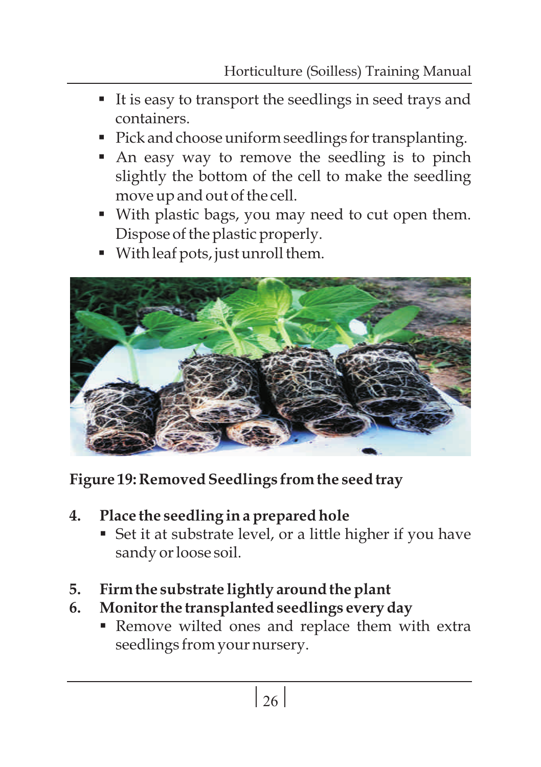- It is easy to transport the seedlings in seed trays and containers.
- Pick and choose uniform seedlings for transplanting.
- An easy way to remove the seedling is to pinch slightly the bottom of the cell to make the seedling move up and out of the cell.
- With plastic bags, you may need to cut open them. Dispose of the plastic properly.
- With leaf pots, just unroll them.

**Figure 19: Removed Seedlings from the seed tray**

4. **Place the seedling in a prepared hole**
   - Set it at substrate level, or a little higher if you have sandy or loose soil.

5. **Firm the substrate lightly around the plant**
6. **Monitor the transplanted seedlings every day**
   - Remove wilted ones and replace them with extra seedlings from your nursery.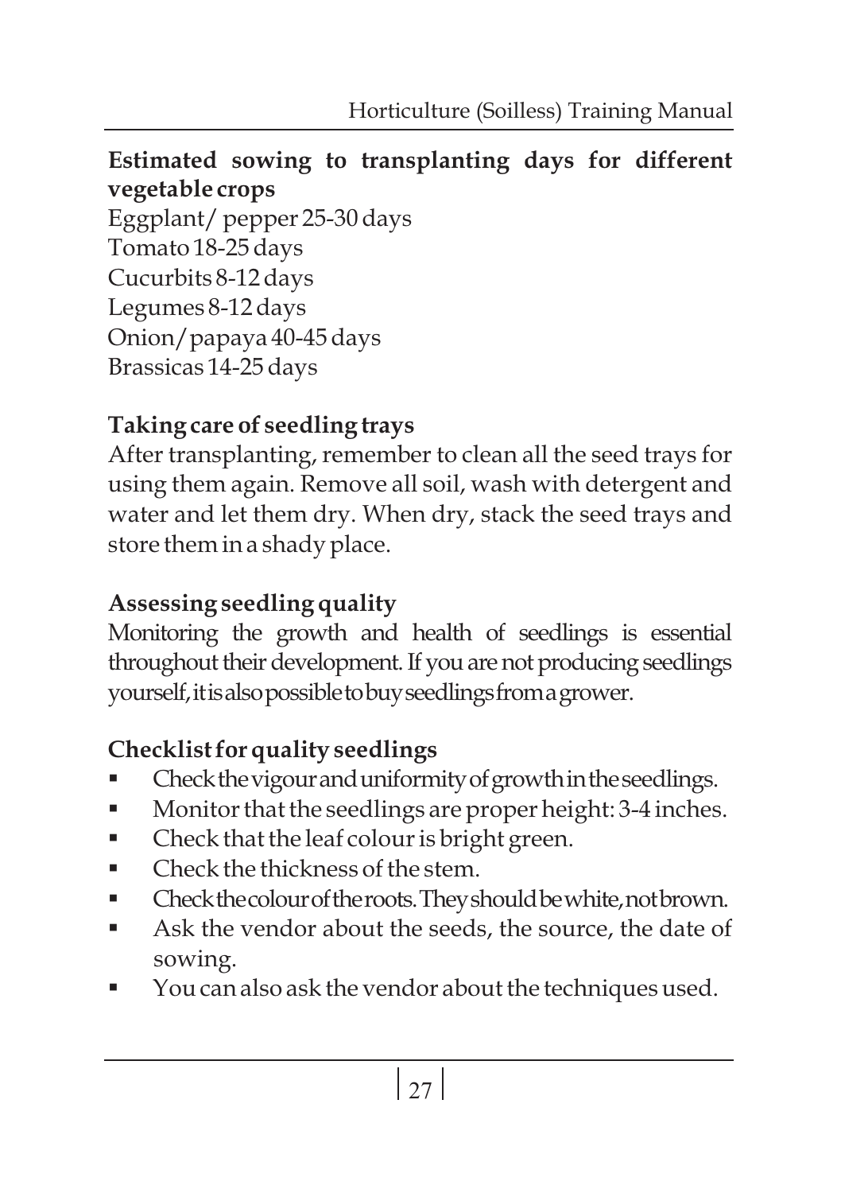**Estimated sowing to transplanting days for different vegetable crops**

Eggplant/ pepper 25-30 days
Tomato 18-25 days
Cucurbits 8-12 days
Legumes 8-12 days
Onion/papaya 40-45 days
Brassicas 14-25 days

**Taking care of seedling trays**

After transplanting, remember to clean all the seed trays for using them again. Remove all soil, wash with detergent and water and let them dry. When dry, stack the seed trays and store them in a shady place.

**Assessing seedling quality**

Monitoring the growth and health of seedlings is essential throughout their development. If you are not producing seedlings yourself, it is also possible to buy seedlings from a grower.

**Checklist for quality seedlings**

- Check the vigour and uniformity of growth in the seedlings.
- Monitor that the seedlings are proper height: 3-4 inches.
- Check that the leaf colour is bright green.
- Check the thickness of the stem.
- Check the colour of the roots. They should be white, not brown.
- Ask the vendor about the seeds, the source, the date of sowing.
- You can also ask the vendor about the techniques used.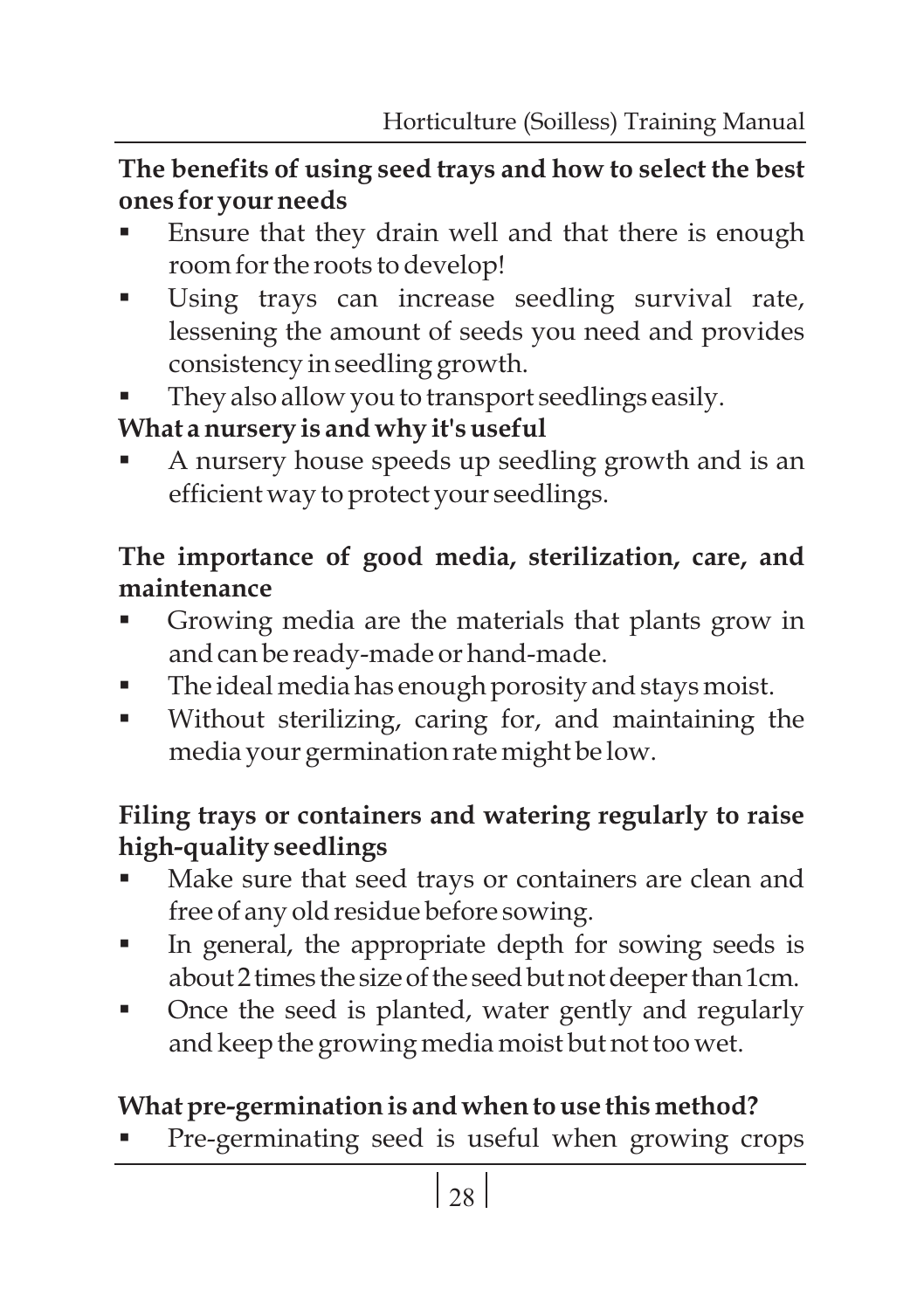**The benefits of using seed trays and how to select the best ones for your needs**

- Ensure that they drain well and that there is enough room for the roots to develop!
- Using trays can increase seedling survival rate, lessening the amount of seeds you need and provides consistency in seedling growth.
- They also allow you to transport seedlings easily.

**What a nursery is and why it's useful**

- A nursery house speeds up seedling growth and is an efficient way to protect your seedlings.

**The importance of good media, sterilization, care, and maintenance**

- Growing media are the materials that plants grow in and can be ready-made or hand-made.
- The ideal media has enough porosity and stays moist.
- Without sterilizing, caring for, and maintaining the media your germination rate might be low.

**Filing trays or containers and watering regularly to raise high-quality seedlings**

- Make sure that seed trays or containers are clean and free of any old residue before sowing.
- In general, the appropriate depth for sowing seeds is about 2 times the size of the seed but not deeper than 1cm.
- Once the seed is planted, water gently and regularly and keep the growing media moist but not too wet.

**What pre-germination is and when to use this method?**

- Pre-germinating seed is useful when growing crops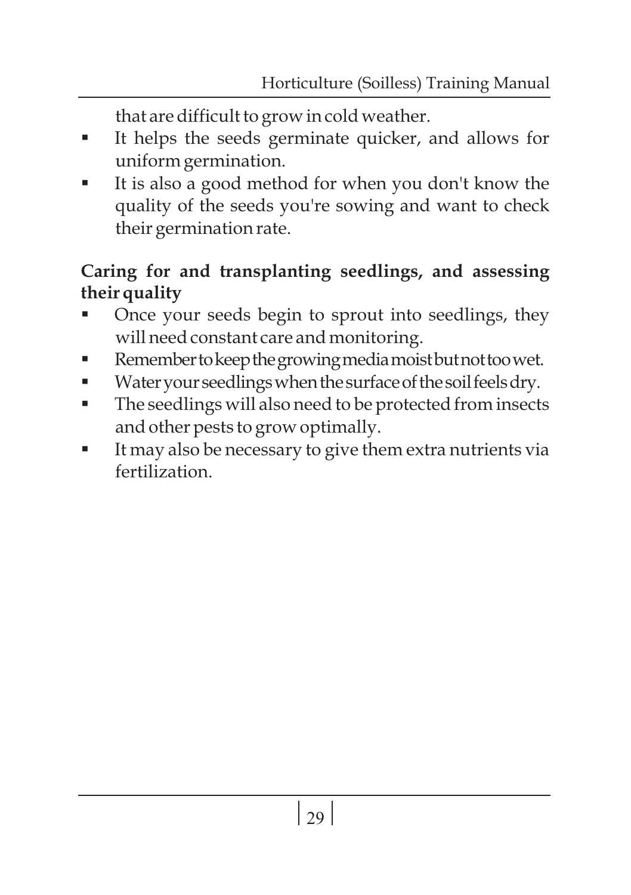that are difficult to grow in cold weather.

- It helps the seeds germinate quicker, and allows for uniform germination.
- It is also a good method for when you don't know the quality of the seeds you're sowing and want to check their germination rate.

**Caring for and transplanting seedlings, and assessing their quality**

- Once your seeds begin to sprout into seedlings, they will need constant care and monitoring.
- Remember to keep the growing media moist but not too wet.
- Water your seedlings when the surface of the soil feels dry.
- The seedlings will also need to be protected from insects and other pests to grow optimally.
- It may also be necessary to give them extra nutrients via fertilization.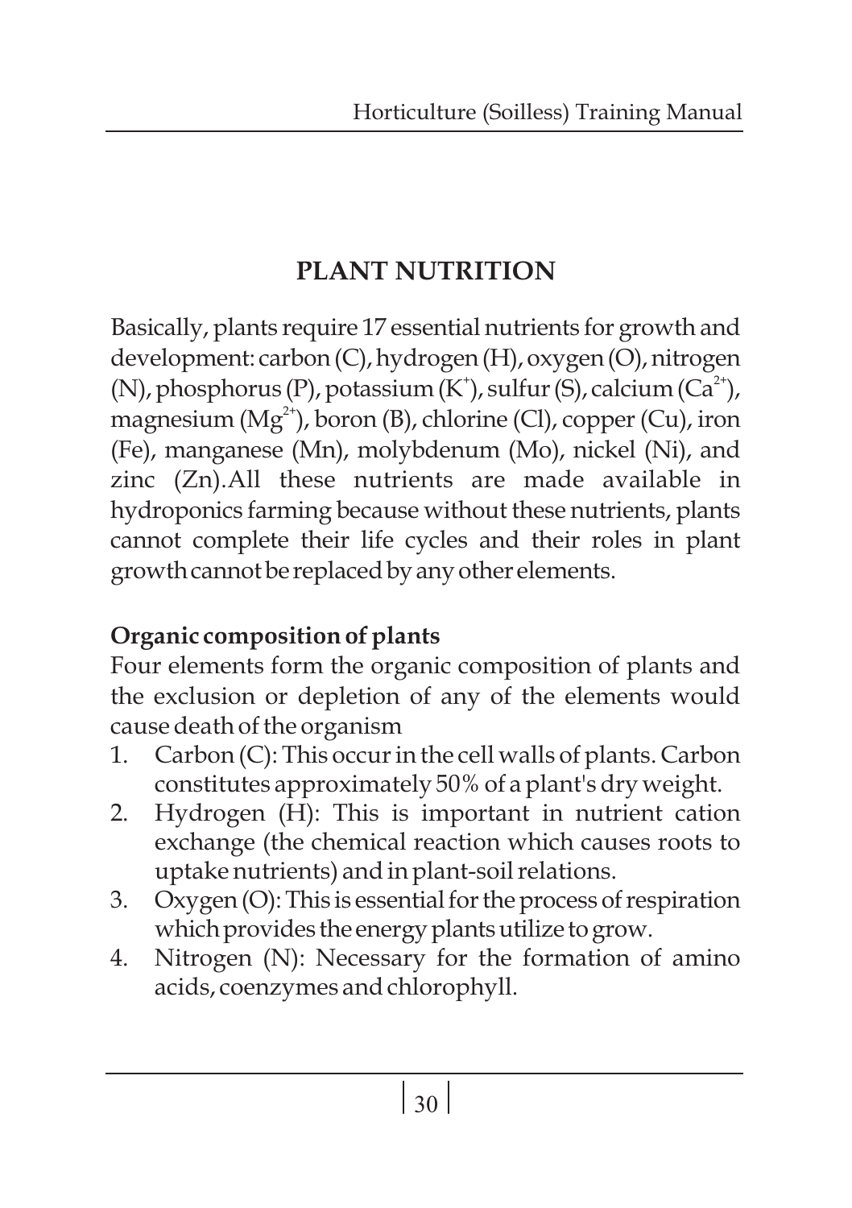# PLANT NUTRITION

Basically, plants require 17 essential nutrients for growth and development: carbon (C), hydrogen (H), oxygen (O), nitrogen (N), phosphorus (P), potassium ($K^+$), sulfur (S), calcium ($Ca^{2+}$), magnesium ($Mg^{2+}$), boron (B), chlorine (Cl), copper (Cu), iron (Fe), manganese (Mn), molybdenum (Mo), nickel (Ni), and zinc (Zn).All these nutrients are made available in hydroponics farming because without these nutrients, plants cannot complete their life cycles and their roles in plant growth cannot be replaced by any other elements.

**Organic composition of plants**

Four elements form the organic composition of plants and the exclusion or depletion of any of the elements would cause death of the organism

1. Carbon (C): This occur in the cell walls of plants. Carbon constitutes approximately 50% of a plant's dry weight.
2. Hydrogen (H): This is important in nutrient cation exchange (the chemical reaction which causes roots to uptake nutrients) and in plant-soil relations.
3. Oxygen (O): This is essential for the process of respiration which provides the energy plants utilize to grow.
4. Nitrogen (N): Necessary for the formation of amino acids, coenzymes and chlorophyll.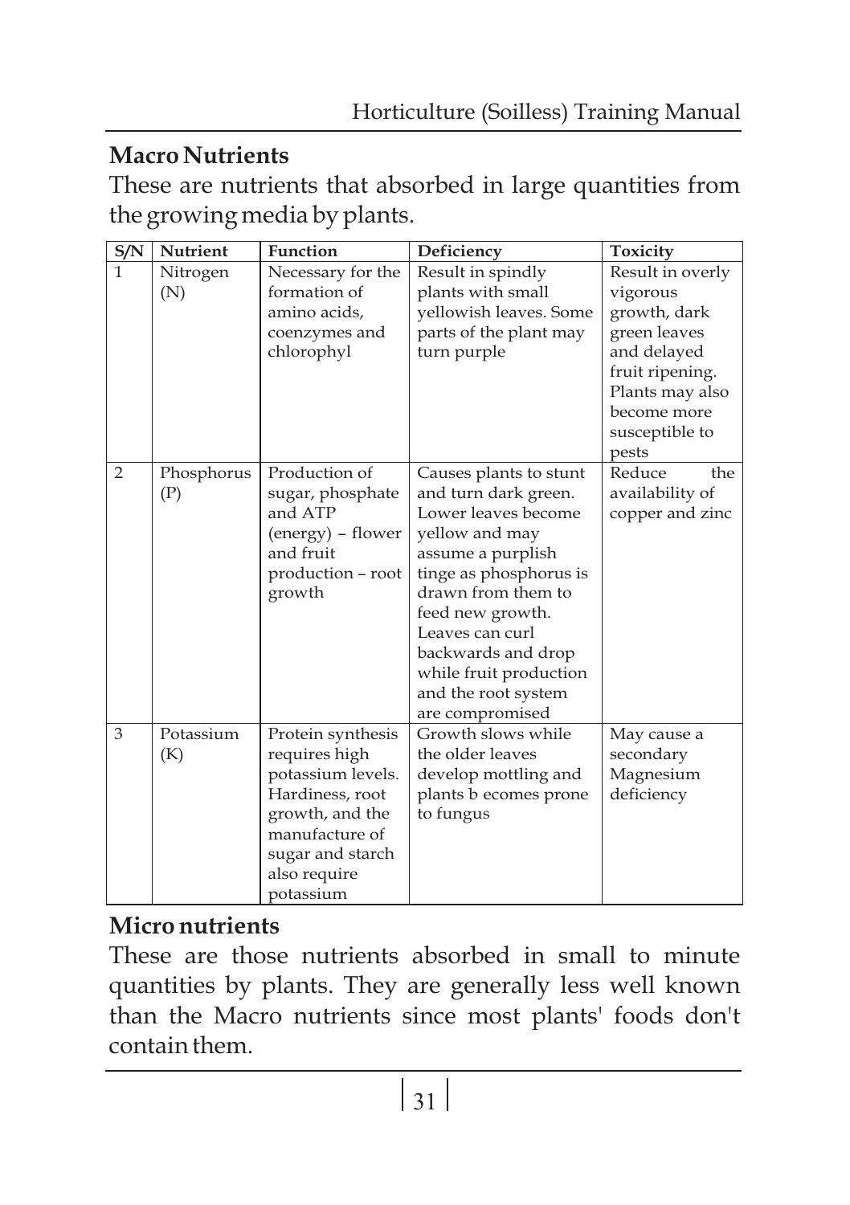## Macro Nutrients

These are nutrients that absorbed in large quantities from the growing media by plants.

| S/N | Nutrient | Function | Deficiency | Toxicity |
|---|---|---|---|---|
| 1 | Nitrogen (N) | Necessary for the formation of amino acids, coenzymes and chlorophyl | Result in spindly plants with small yellowish leaves. Some parts of the plant may turn purple | Result in overly vigorous growth, dark green leaves and delayed fruit ripening. Plants may also become more susceptible to pests |
| 2 | Phosphorus (P) | Production of sugar, phosphate and ATP (energy) – flower and fruit production – root growth | Causes plants to stunt and turn dark green. Lower leaves become yellow and may assume a purplish tinge as phosphorus is drawn from them to feed new growth. Leaves can curl backwards and drop while fruit production and the root system are compromised | Reduce the availability of copper and zinc |
| 3 | Potassium (K) | Protein synthesis requires high potassium levels. Hardiness, root growth, and the manufacture of sugar and starch also require potassium | Growth slows while the older leaves develop mottling and plants b ecomes prone to fungus | May cause a secondary Magnesium deficiency |

## Micro nutrients

These are those nutrients absorbed in small to minute quantities by plants. They are generally less well known than the Macro nutrients since most plants' foods don't contain them.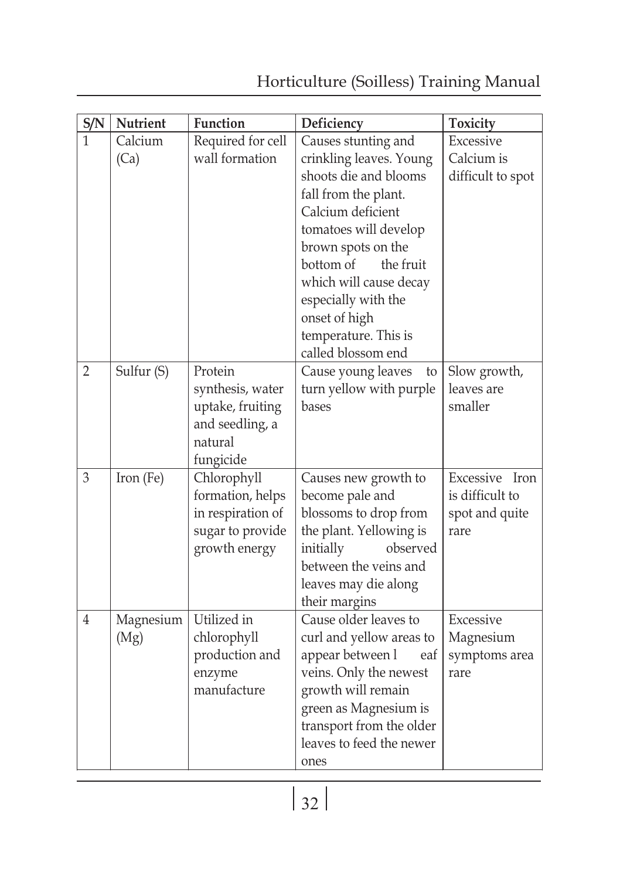| S/N | Nutrient | Function | Deficiency | Toxicity |
|---|---|---|---|---|
| 1 | Calcium (Ca) | Required for cell wall formation | Causes stunting and crinkling leaves. Young shoots die and blooms fall from the plant. Calcium deficient tomatoes will develop brown spots on the bottom of the fruit which will cause decay especially with the onset of high temperature. This is called blossom end | Excessive Calcium is difficult to spot |
| 2 | Sulfur (S) | Protein synthesis, water uptake, fruiting and seedling, a natural fungicide | Cause young leaves to turn yellow with purple bases | Slow growth, leaves are smaller |
| 3 | Iron (Fe) | Chlorophyll formation, helps in respiration of sugar to provide growth energy | Causes new growth to become pale and blossoms to drop from the plant. Yellowing is initially observed between the veins and leaves may die along their margins | Excessive Iron is difficult to spot and quite rare |
| 4 | Magnesium (Mg) | Utilized in chlorophyll production and enzyme manufacture | Cause older leaves to curl and yellow areas to appear between l eaf veins. Only the newest growth will remain green as Magnesium is transport from the older leaves to feed the newer ones | Excessive Magnesium symptoms area rare |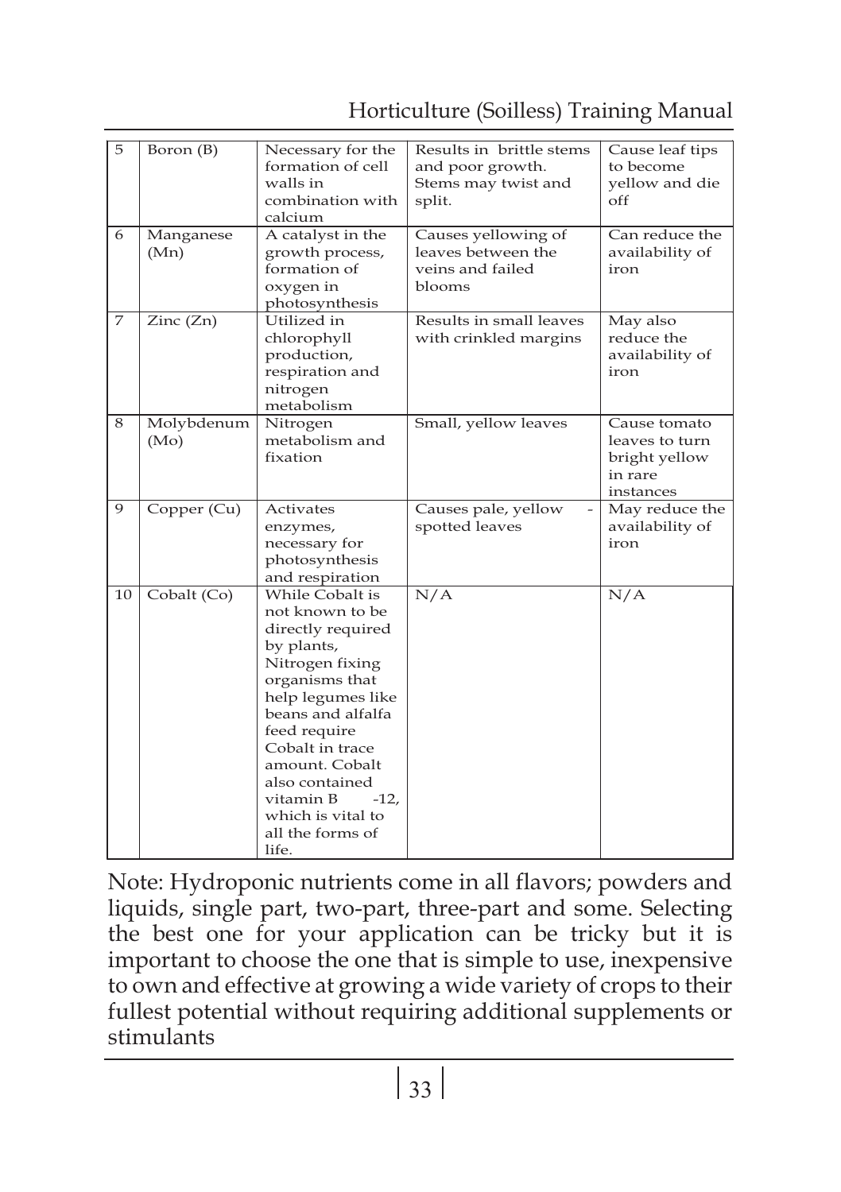| 5 | Boron (B) | Necessary for the formation of cell walls in combination with calcium | Results in brittle stems and poor growth. Stems may twist and split. | Cause leaf tips to become yellow and die off |
|---|---|---|---|---|
| 6 | Manganese (Mn) | A catalyst in the growth process, formation of oxygen in photosynthesis | Causes yellowing of leaves between the veins and failed blooms | Can reduce the availability of iron |
| 7 | Zinc (Zn) | Utilized in chlorophyll production, respiration and nitrogen metabolism | Results in small leaves with crinkled margins | May also reduce the availability of iron |
| 8 | Molybdenum (Mo) | Nitrogen metabolism and fixation | Small, yellow leaves | Cause tomato leaves to turn bright yellow in rare instances |
| 9 | Copper (Cu) | Activates enzymes, necessary for photosynthesis and respiration | Causes pale, yellow - spotted leaves | May reduce the availability of iron |
| 10 | Cobalt (Co) | While Cobalt is not known to be directly required by plants, Nitrogen fixing organisms that help legumes like beans and alfalfa feed require Cobalt in trace amount. Cobalt also contained vitamin B -12, which is vital to all the forms of life. | N/A | N/A |

Note: Hydroponic nutrients come in all flavors; powders and liquids, single part, two-part, three-part and some. Selecting the best one for your application can be tricky but it is important to choose the one that is simple to use, inexpensive to own and effective at growing a wide variety of crops to their fullest potential without requiring additional supplements or stimulants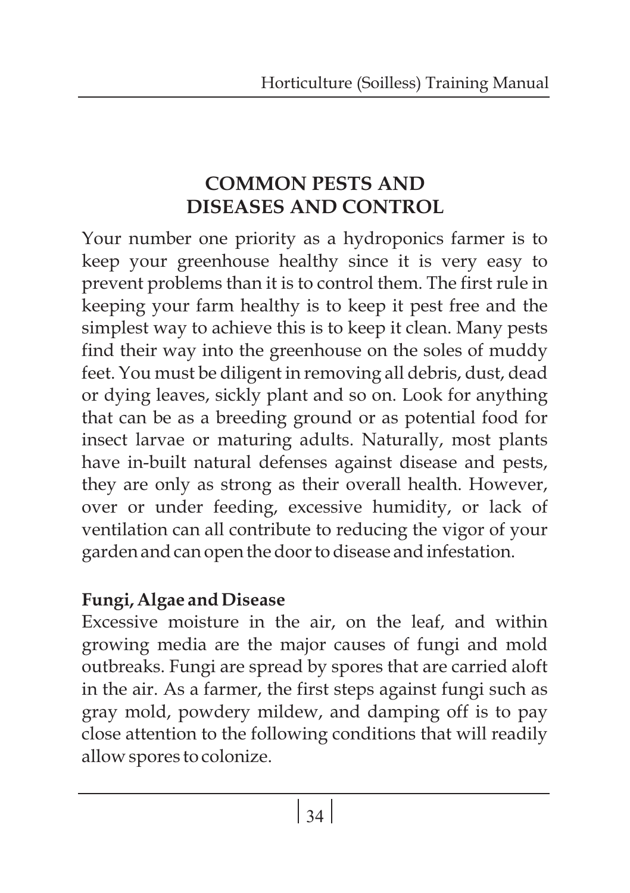# COMMON PESTS AND DISEASES AND CONTROL

Your number one priority as a hydroponics farmer is to keep your greenhouse healthy since it is very easy to prevent problems than it is to control them. The first rule in keeping your farm healthy is to keep it pest free and the simplest way to achieve this is to keep it clean. Many pests find their way into the greenhouse on the soles of muddy feet. You must be diligent in removing all debris, dust, dead or dying leaves, sickly plant and so on. Look for anything that can be as a breeding ground or as potential food for insect larvae or maturing adults. Naturally, most plants have in-built natural defenses against disease and pests, they are only as strong as their overall health. However, over or under feeding, excessive humidity, or lack of ventilation can all contribute to reducing the vigor of your garden and can open the door to disease and infestation.

**Fungi, Algae and Disease**

Excessive moisture in the air, on the leaf, and within growing media are the major causes of fungi and mold outbreaks. Fungi are spread by spores that are carried aloft in the air. As a farmer, the first steps against fungi such as gray mold, powdery mildew, and damping off is to pay close attention to the following conditions that will readily allow spores to colonize.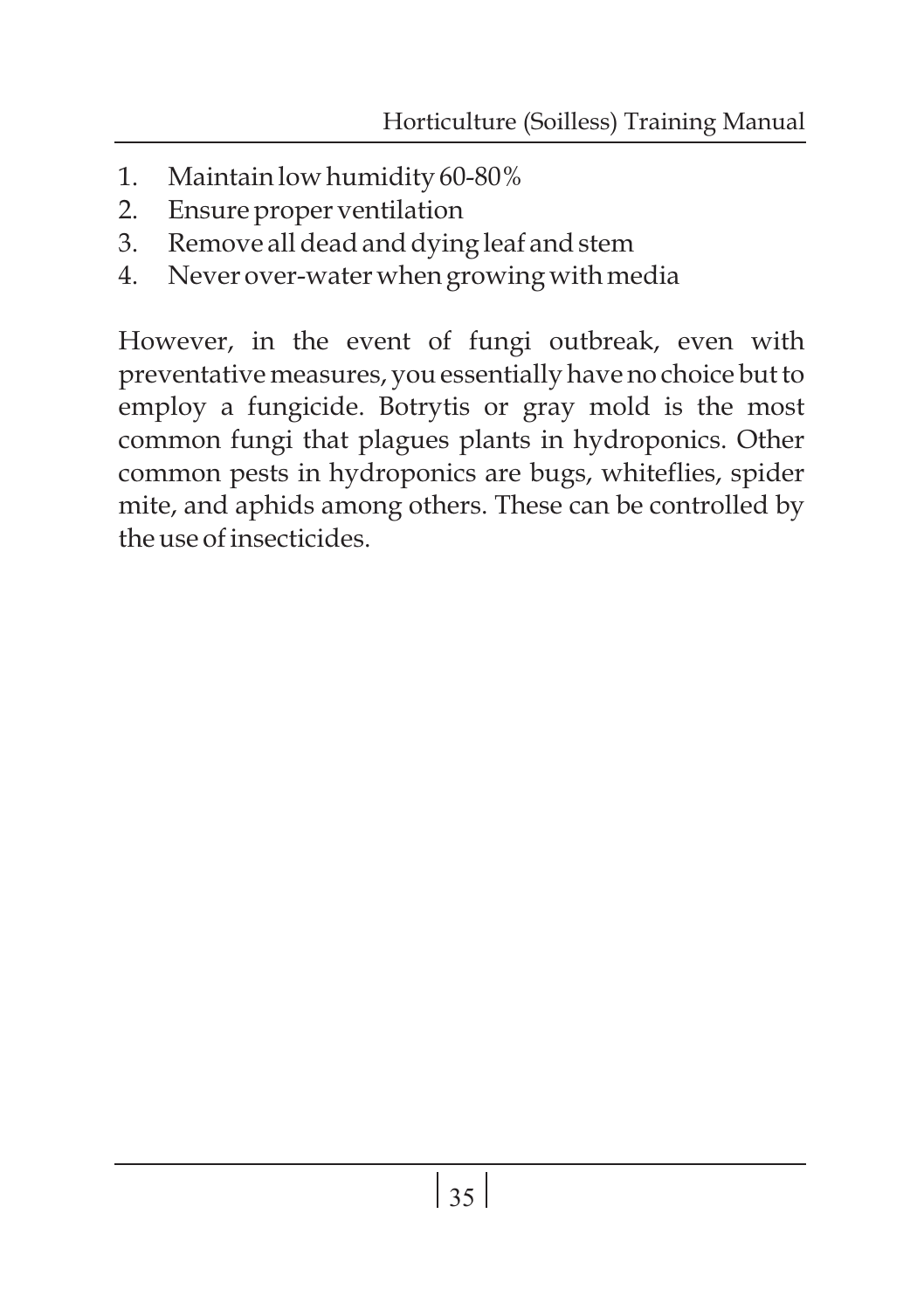1. Maintain low humidity 60-80%
2. Ensure proper ventilation
3. Remove all dead and dying leaf and stem
4. Never over-water when growing with media

However, in the event of fungi outbreak, even with preventative measures, you essentially have no choice but to employ a fungicide. Botrytis or gray mold is the most common fungi that plagues plants in hydroponics. Other common pests in hydroponics are bugs, whiteflies, spider mite, and aphids among others. These can be controlled by the use of insecticides.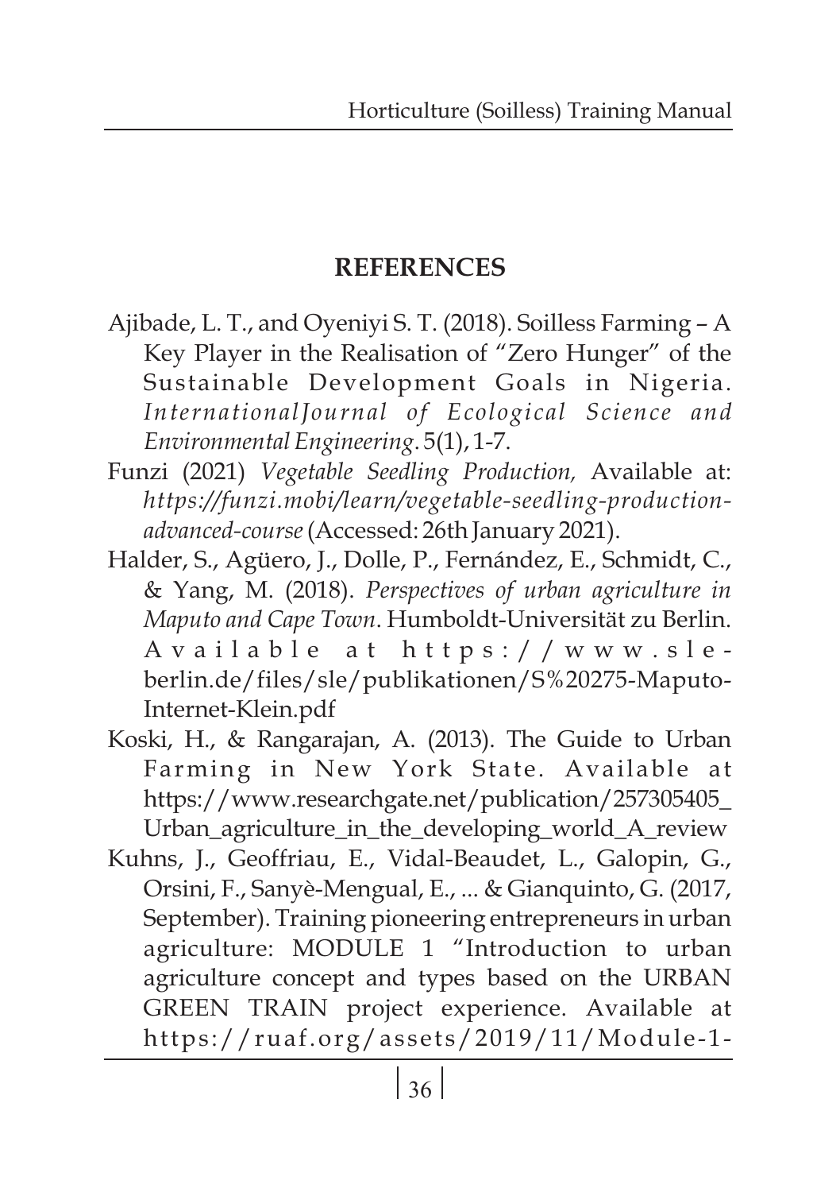## REFERENCES

Ajibade, L. T., and Oyeniyi S. T. (2018). Soilless Farming – A Key Player in the Realisation of "Zero Hunger" of the Sustainable Development Goals in Nigeria. *InternationalJournal of Ecological Science and Environmental Engineering*. 5(1), 1-7.

Funzi (2021) *Vegetable Seedling Production,* Available at: *https://funzi.mobi/learn/vegetable-seedling-production-advanced-course* (Accessed: 26th January 2021).

Halder, S., Agüero, J., Dolle, P., Fernández, E., Schmidt, C., & Yang, M. (2018). *Perspectives of urban agriculture in Maputo and Cape Town*. Humboldt-Universität zu Berlin. Available at https://www.sle-berlin.de/files/sle/publikationen/S%20275-Maputo-Internet-Klein.pdf

Koski, H., & Rangarajan, A. (2013). The Guide to Urban Farming in New York State. Available at https://www.researchgate.net/publication/257305405_Urban_agriculture_in_the_developing_world_A_review

Kuhns, J., Geoffriau, E., Vidal-Beaudet, L., Galopin, G., Orsini, F., Sanyè-Mengual, E., ... & Gianquinto, G. (2017, September). Training pioneering entrepreneurs in urban agriculture: MODULE 1 "Introduction to urban agriculture concept and types based on the URBAN GREEN TRAIN project experience. Available at https://ruaf.org/assets/2019/11/Module-1-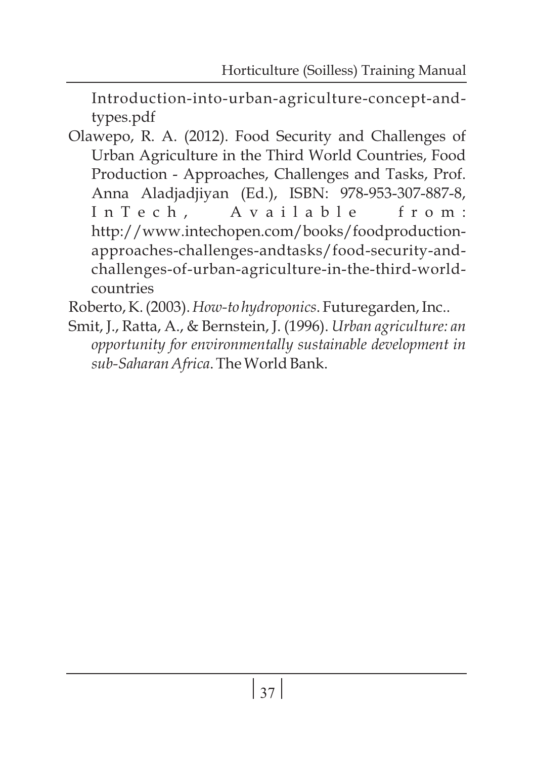Introduction-into-urban-agriculture-concept-and-types.pdf

Olawepo, R. A. (2012). Food Security and Challenges of Urban Agriculture in the Third World Countries, Food Production - Approaches, Challenges and Tasks, Prof. Anna Aladjadjiyan (Ed.), ISBN: 978-953-307-887-8, InTech, Available from: http://www.intechopen.com/books/foodproduction-approaches-challenges-andtasks/food-security-and-challenges-of-urban-agriculture-in-the-third-world-countries

Roberto, K. (2003). *How-to hydroponics*. Futuregarden, Inc..

Smit, J., Ratta, A., & Bernstein, J. (1996). *Urban agriculture: an opportunity for environmentally sustainable development in sub-Saharan Africa*. The World Bank.